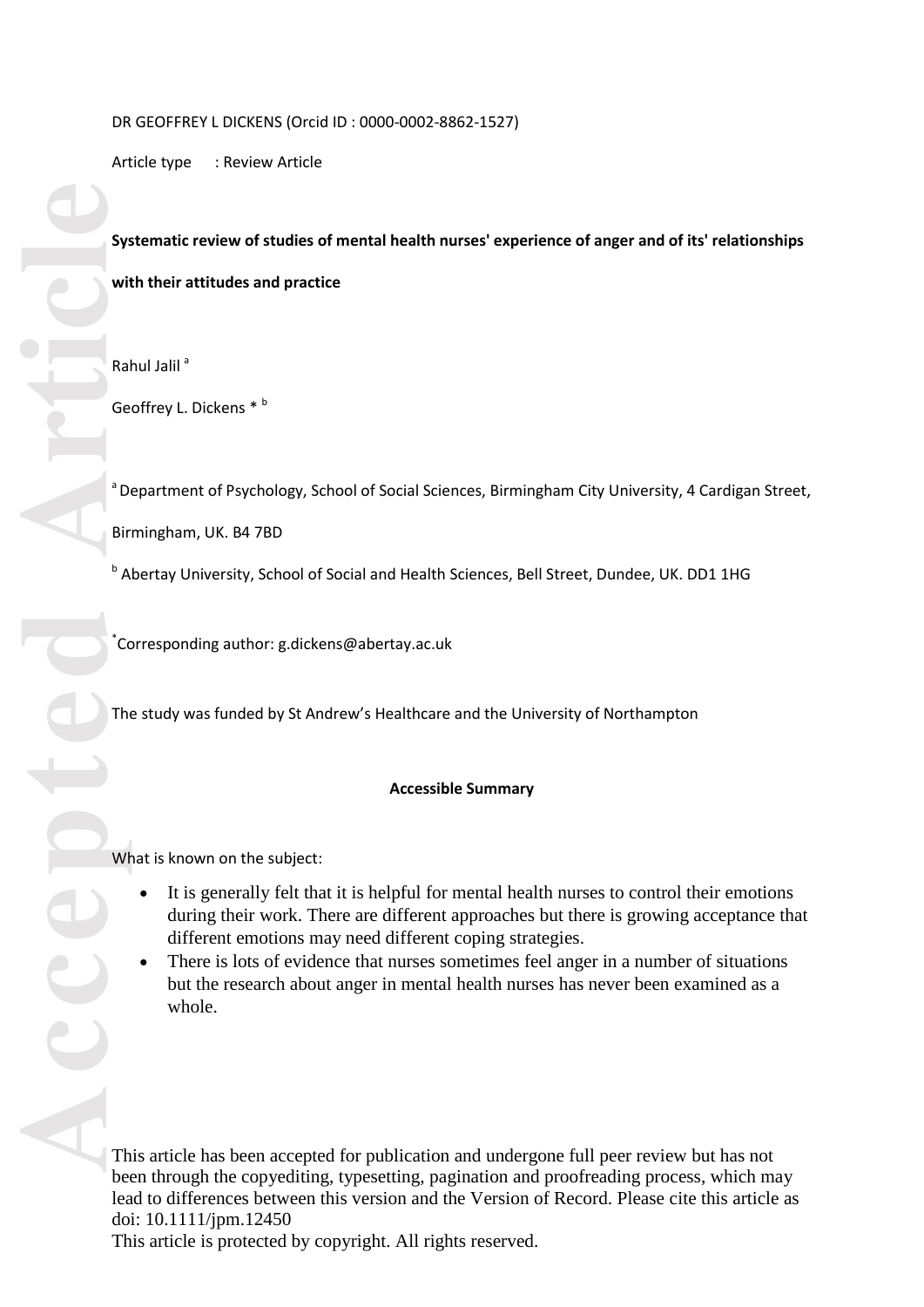DR GEOFFREY L DICKENS (Orcid ID : 0000-0002-8862-1527)

Article type : Review Article

**Systematic review of studies of mental health nurses' experience of anger and of its' relationships with their attitudes and practice**

Rahul Jalil [a]

Geoffrey L. Dickens * [b]

[a] Department of Psychology, School of Social Sciences, Birmingham City University, 4 Cardigan Street, Birmingham, UK. B4 7BD

[b] Abertay University, School of Social and Health Sciences, Bell Street, Dundee, UK. DD1 1HG

*Corresponding author: g.dickens@abertay.ac.uk

The study was funded by St Andrew's Healthcare and the University of Northampton

**Accessible Summary**

What is known on the subject:

- It is generally felt that it is helpful for mental health nurses to control their emotions during their work. There are different approaches but there is growing acceptance that different emotions may need different coping strategies.
- There is lots of evidence that nurses sometimes feel anger in a number of situations but the research about anger in mental health nurses has never been examined as a whole.

This article has been accepted for publication and undergone full peer review but has not been through the copyediting, typesetting, pagination and proofreading process, which may lead to differences between this version and the Version of Record. Please cite this article as doi: 10.1111/jpm.12450

This article is protected by copyright. All rights reserved.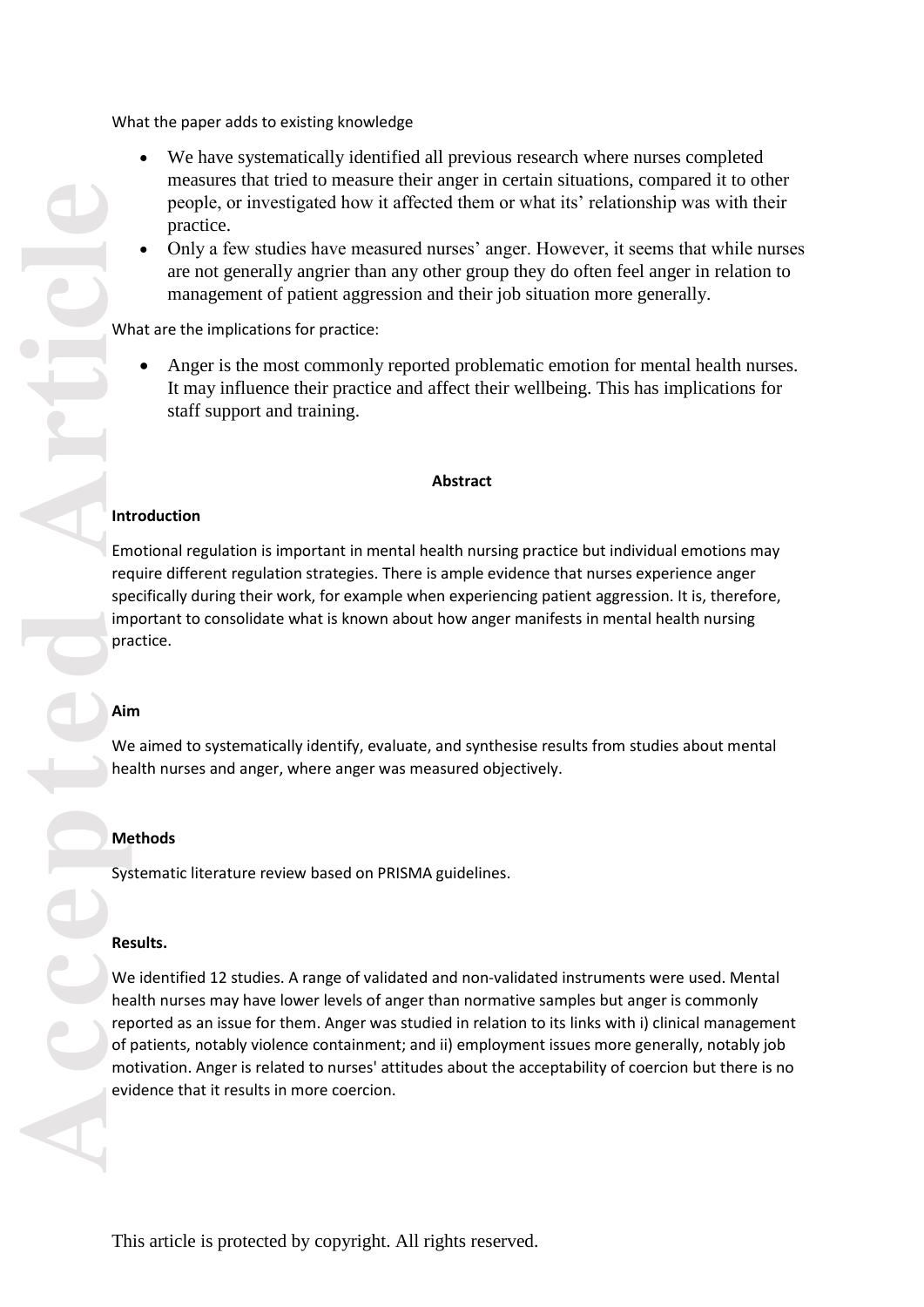What the paper adds to existing knowledge

- We have systematically identified all previous research where nurses completed measures that tried to measure their anger in certain situations, compared it to other people, or investigated how it affected them or what its' relationship was with their practice.
- Only a few studies have measured nurses' anger. However, it seems that while nurses are not generally angrier than any other group they do often feel anger in relation to management of patient aggression and their job situation more generally.

What are the implications for practice:

- Anger is the most commonly reported problematic emotion for mental health nurses. It may influence their practice and affect their wellbeing. This has implications for staff support and training.

## Abstract

### Introduction

Emotional regulation is important in mental health nursing practice but individual emotions may require different regulation strategies. There is ample evidence that nurses experience anger specifically during their work, for example when experiencing patient aggression. It is, therefore, important to consolidate what is known about how anger manifests in mental health nursing practice.

### Aim

We aimed to systematically identify, evaluate, and synthesise results from studies about mental health nurses and anger, where anger was measured objectively.

### Methods

Systematic literature review based on PRISMA guidelines.

### Results.

We identified 12 studies. A range of validated and non-validated instruments were used. Mental health nurses may have lower levels of anger than normative samples but anger is commonly reported as an issue for them. Anger was studied in relation to its links with i) clinical management of patients, notably violence containment; and ii) employment issues more generally, notably job motivation. Anger is related to nurses' attitudes about the acceptability of coercion but there is no evidence that it results in more coercion.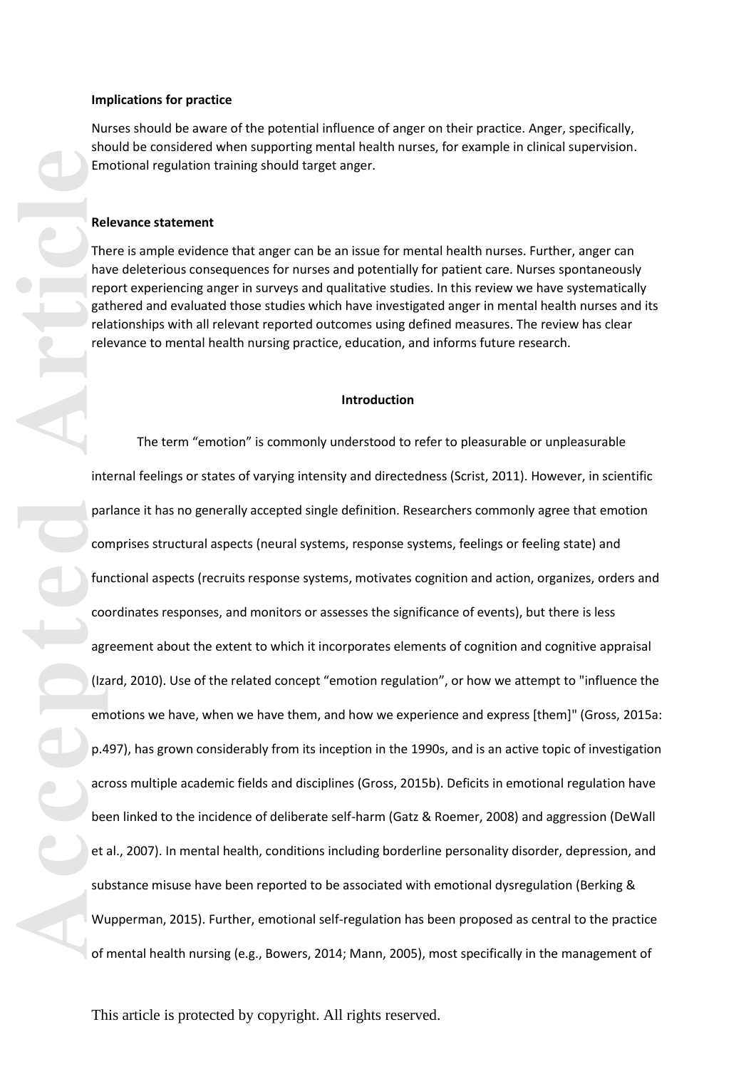**Implications for practice**

Nurses should be aware of the potential influence of anger on their practice. Anger, specifically, should be considered when supporting mental health nurses, for example in clinical supervision. Emotional regulation training should target anger.

**Relevance statement**

There is ample evidence that anger can be an issue for mental health nurses. Further, anger can have deleterious consequences for nurses and potentially for patient care. Nurses spontaneously report experiencing anger in surveys and qualitative studies. In this review we have systematically gathered and evaluated those studies which have investigated anger in mental health nurses and its relationships with all relevant reported outcomes using defined measures. The review has clear relevance to mental health nursing practice, education, and informs future research.

## Introduction

The term "emotion" is commonly understood to refer to pleasurable or unpleasurable internal feelings or states of varying intensity and directedness (Scrist, 2011). However, in scientific parlance it has no generally accepted single definition. Researchers commonly agree that emotion comprises structural aspects (neural systems, response systems, feelings or feeling state) and functional aspects (recruits response systems, motivates cognition and action, organizes, orders and coordinates responses, and monitors or assesses the significance of events), but there is less agreement about the extent to which it incorporates elements of cognition and cognitive appraisal (Izard, 2010). Use of the related concept "emotion regulation", or how we attempt to "influence the emotions we have, when we have them, and how we experience and express [them]" (Gross, 2015a: p.497), has grown considerably from its inception in the 1990s, and is an active topic of investigation across multiple academic fields and disciplines (Gross, 2015b). Deficits in emotional regulation have been linked to the incidence of deliberate self-harm (Gatz & Roemer, 2008) and aggression (DeWall et al., 2007). In mental health, conditions including borderline personality disorder, depression, and substance misuse have been reported to be associated with emotional dysregulation (Berking & Wupperman, 2015). Further, emotional self-regulation has been proposed as central to the practice of mental health nursing (e.g., Bowers, 2014; Mann, 2005), most specifically in the management of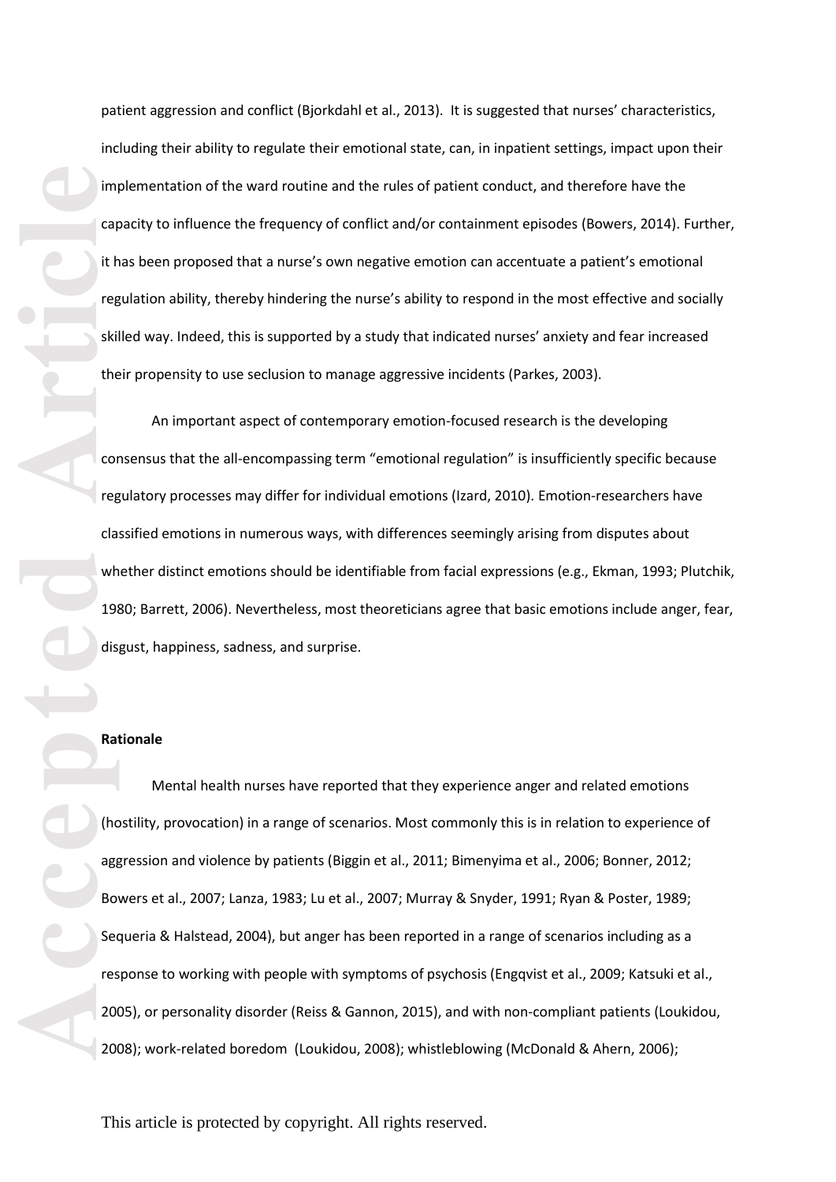patient aggression and conflict (Bjorkdahl et al., 2013). It is suggested that nurses' characteristics, including their ability to regulate their emotional state, can, in inpatient settings, impact upon their implementation of the ward routine and the rules of patient conduct, and therefore have the capacity to influence the frequency of conflict and/or containment episodes (Bowers, 2014). Further, it has been proposed that a nurse's own negative emotion can accentuate a patient's emotional regulation ability, thereby hindering the nurse's ability to respond in the most effective and socially skilled way. Indeed, this is supported by a study that indicated nurses' anxiety and fear increased their propensity to use seclusion to manage aggressive incidents (Parkes, 2003).

An important aspect of contemporary emotion-focused research is the developing consensus that the all-encompassing term "emotional regulation" is insufficiently specific because regulatory processes may differ for individual emotions (Izard, 2010). Emotion-researchers have classified emotions in numerous ways, with differences seemingly arising from disputes about whether distinct emotions should be identifiable from facial expressions (e.g., Ekman, 1993; Plutchik, 1980; Barrett, 2006). Nevertheless, most theoreticians agree that basic emotions include anger, fear, disgust, happiness, sadness, and surprise.

**Rationale**

Mental health nurses have reported that they experience anger and related emotions (hostility, provocation) in a range of scenarios. Most commonly this is in relation to experience of aggression and violence by patients (Biggin et al., 2011; Bimenyima et al., 2006; Bonner, 2012; Bowers et al., 2007; Lanza, 1983; Lu et al., 2007; Murray & Snyder, 1991; Ryan & Poster, 1989; Sequeria & Halstead, 2004), but anger has been reported in a range of scenarios including as a response to working with people with symptoms of psychosis (Engqvist et al., 2009; Katsuki et al., 2005), or personality disorder (Reiss & Gannon, 2015), and with non-compliant patients (Loukidou, 2008); work-related boredom (Loukidou, 2008); whistleblowing (McDonald & Ahern, 2006);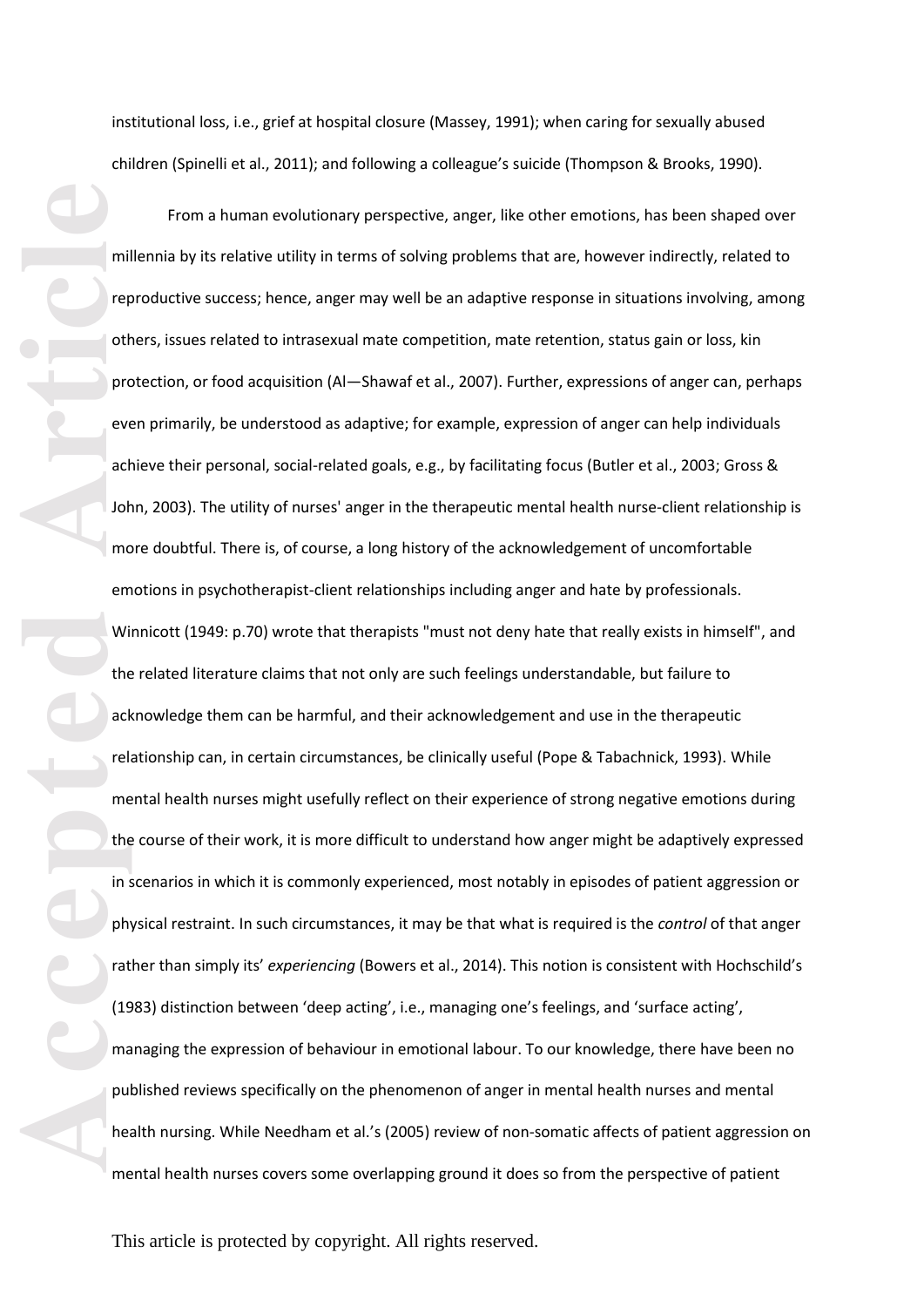institutional loss, i.e., grief at hospital closure (Massey, 1991); when caring for sexually abused children (Spinelli et al., 2011); and following a colleague's suicide (Thompson & Brooks, 1990).

From a human evolutionary perspective, anger, like other emotions, has been shaped over millennia by its relative utility in terms of solving problems that are, however indirectly, related to reproductive success; hence, anger may well be an adaptive response in situations involving, among others, issues related to intrasexual mate competition, mate retention, status gain or loss, kin protection, or food acquisition (Al—Shawaf et al., 2007). Further, expressions of anger can, perhaps even primarily, be understood as adaptive; for example, expression of anger can help individuals achieve their personal, social-related goals, e.g., by facilitating focus (Butler et al., 2003; Gross & John, 2003). The utility of nurses' anger in the therapeutic mental health nurse-client relationship is more doubtful. There is, of course, a long history of the acknowledgement of uncomfortable emotions in psychotherapist-client relationships including anger and hate by professionals. Winnicott (1949: p.70) wrote that therapists "must not deny hate that really exists in himself", and the related literature claims that not only are such feelings understandable, but failure to acknowledge them can be harmful, and their acknowledgement and use in the therapeutic relationship can, in certain circumstances, be clinically useful (Pope & Tabachnick, 1993). While mental health nurses might usefully reflect on their experience of strong negative emotions during the course of their work, it is more difficult to understand how anger might be adaptively expressed in scenarios in which it is commonly experienced, most notably in episodes of patient aggression or physical restraint. In such circumstances, it may be that what is required is the *control* of that anger rather than simply its' *experiencing* (Bowers et al., 2014). This notion is consistent with Hochschild's (1983) distinction between 'deep acting', i.e., managing one's feelings, and 'surface acting', managing the expression of behaviour in emotional labour. To our knowledge, there have been no published reviews specifically on the phenomenon of anger in mental health nurses and mental health nursing. While Needham et al.'s (2005) review of non-somatic affects of patient aggression on mental health nurses covers some overlapping ground it does so from the perspective of patient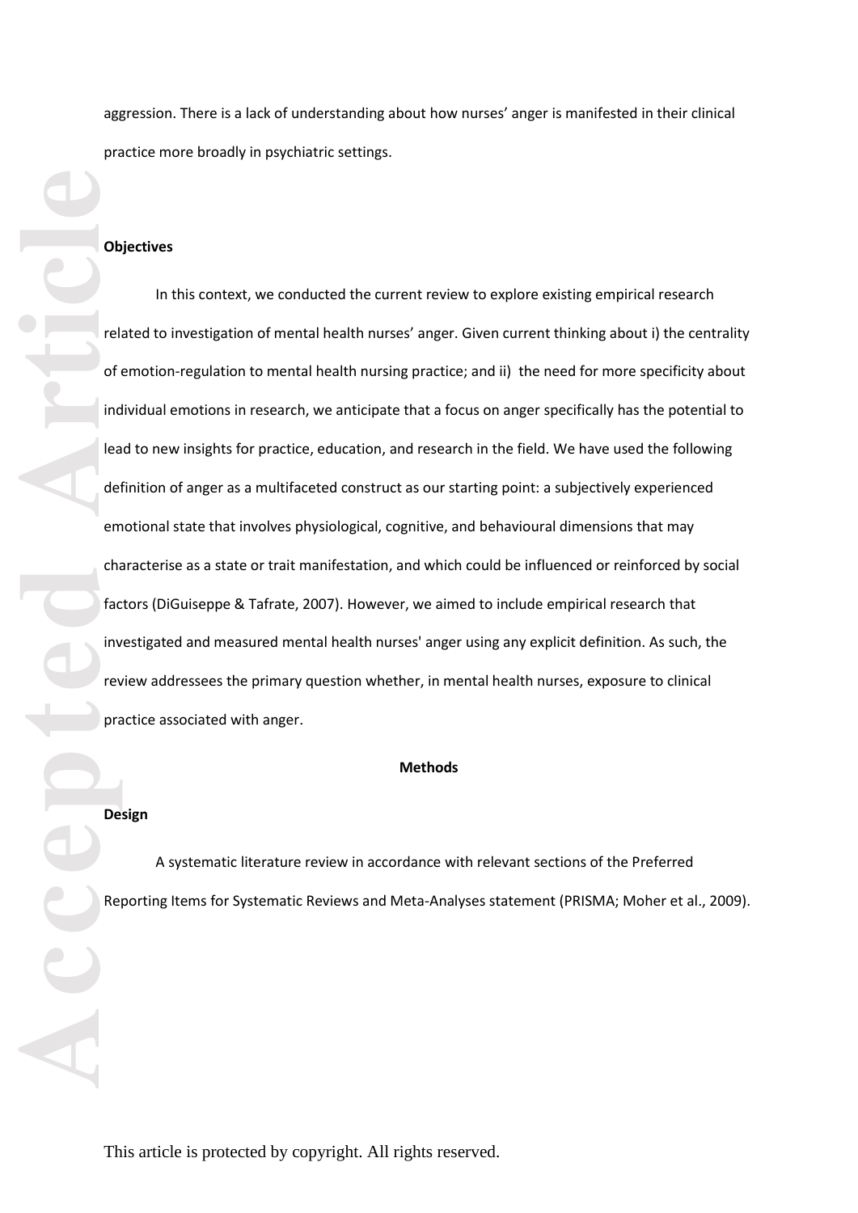aggression. There is a lack of understanding about how nurses' anger is manifested in their clinical practice more broadly in psychiatric settings.

**Objectives**

In this context, we conducted the current review to explore existing empirical research related to investigation of mental health nurses' anger. Given current thinking about i) the centrality of emotion-regulation to mental health nursing practice; and ii) the need for more specificity about individual emotions in research, we anticipate that a focus on anger specifically has the potential to lead to new insights for practice, education, and research in the field. We have used the following definition of anger as a multifaceted construct as our starting point: a subjectively experienced emotional state that involves physiological, cognitive, and behavioural dimensions that may characterise as a state or trait manifestation, and which could be influenced or reinforced by social factors (DiGuiseppe & Tafrate, 2007). However, we aimed to include empirical research that investigated and measured mental health nurses' anger using any explicit definition. As such, the review addressees the primary question whether, in mental health nurses, exposure to clinical practice associated with anger.

## Methods

**Design**

A systematic literature review in accordance with relevant sections of the Preferred Reporting Items for Systematic Reviews and Meta-Analyses statement (PRISMA; Moher et al., 2009).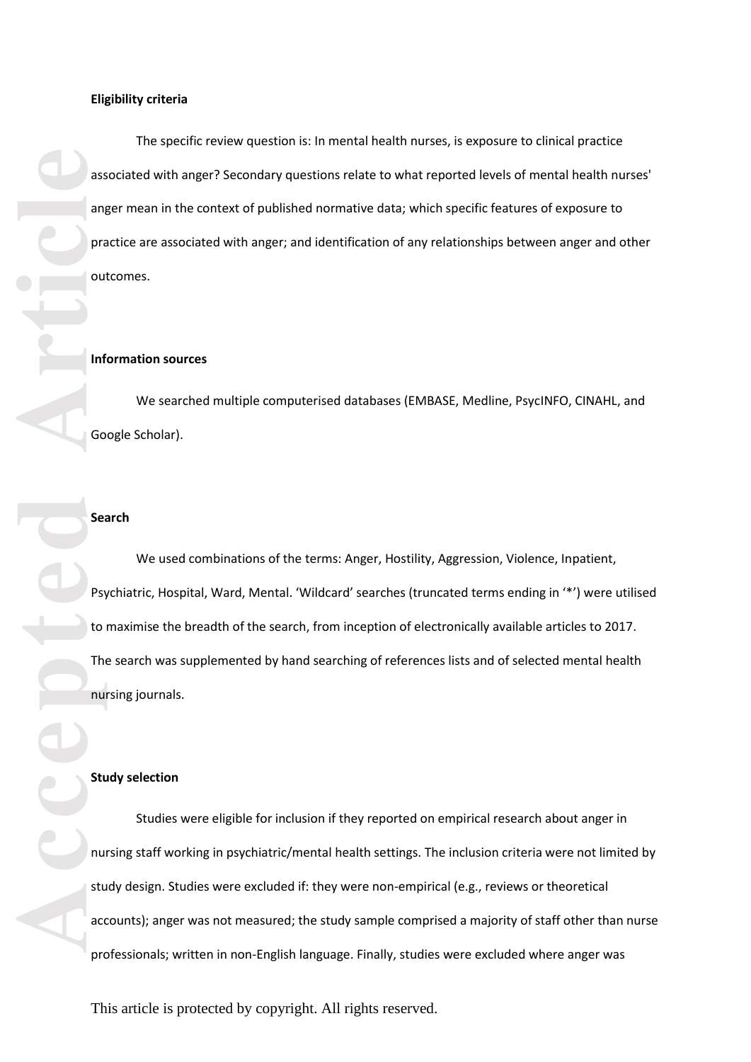**Eligibility criteria**

The specific review question is: In mental health nurses, is exposure to clinical practice associated with anger? Secondary questions relate to what reported levels of mental health nurses' anger mean in the context of published normative data; which specific features of exposure to practice are associated with anger; and identification of any relationships between anger and other outcomes.

**Information sources**

We searched multiple computerised databases (EMBASE, Medline, PsycINFO, CINAHL, and Google Scholar).

**Search**

We used combinations of the terms: Anger, Hostility, Aggression, Violence, Inpatient, Psychiatric, Hospital, Ward, Mental. 'Wildcard' searches (truncated terms ending in '*') were utilised to maximise the breadth of the search, from inception of electronically available articles to 2017. The search was supplemented by hand searching of references lists and of selected mental health nursing journals.

**Study selection**

Studies were eligible for inclusion if they reported on empirical research about anger in nursing staff working in psychiatric/mental health settings. The inclusion criteria were not limited by study design. Studies were excluded if: they were non-empirical (e.g., reviews or theoretical accounts); anger was not measured; the study sample comprised a majority of staff other than nurse professionals; written in non-English language. Finally, studies were excluded where anger was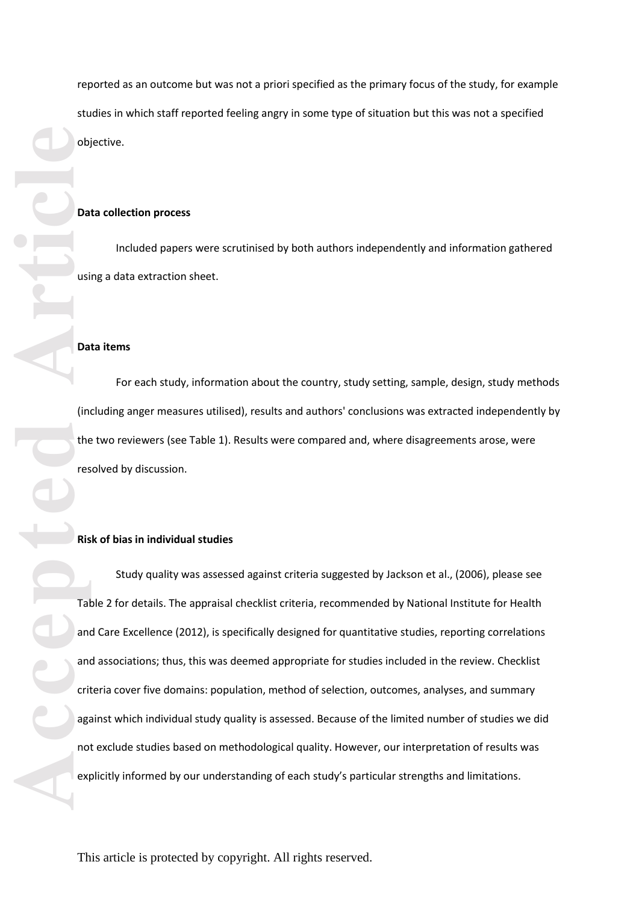reported as an outcome but was not a priori specified as the primary focus of the study, for example studies in which staff reported feeling angry in some type of situation but this was not a specified objective.

**Data collection process**

Included papers were scrutinised by both authors independently and information gathered using a data extraction sheet.

**Data items**

For each study, information about the country, study setting, sample, design, study methods (including anger measures utilised), results and authors' conclusions was extracted independently by the two reviewers (see Table 1). Results were compared and, where disagreements arose, were resolved by discussion.

**Risk of bias in individual studies**

Study quality was assessed against criteria suggested by Jackson et al., (2006), please see Table 2 for details. The appraisal checklist criteria, recommended by National Institute for Health and Care Excellence (2012), is specifically designed for quantitative studies, reporting correlations and associations; thus, this was deemed appropriate for studies included in the review. Checklist criteria cover five domains: population, method of selection, outcomes, analyses, and summary against which individual study quality is assessed. Because of the limited number of studies we did not exclude studies based on methodological quality. However, our interpretation of results was explicitly informed by our understanding of each study's particular strengths and limitations.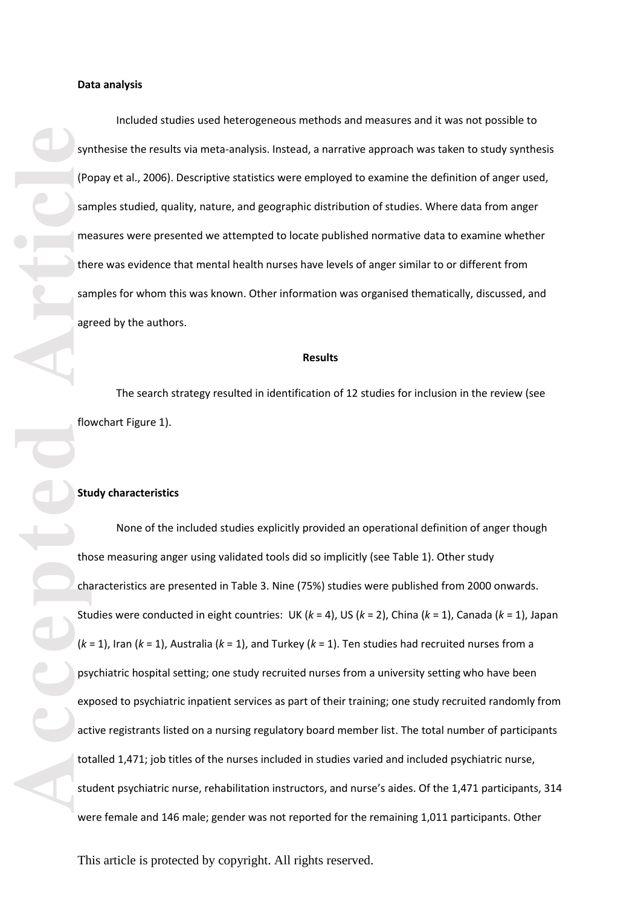**Data analysis**

Included studies used heterogeneous methods and measures and it was not possible to synthesise the results via meta-analysis. Instead, a narrative approach was taken to study synthesis (Popay et al., 2006). Descriptive statistics were employed to examine the definition of anger used, samples studied, quality, nature, and geographic distribution of studies. Where data from anger measures were presented we attempted to locate published normative data to examine whether there was evidence that mental health nurses have levels of anger similar to or different from samples for whom this was known. Other information was organised thematically, discussed, and agreed by the authors.

## Results

The search strategy resulted in identification of 12 studies for inclusion in the review (see flowchart Figure 1).

**Study characteristics**

None of the included studies explicitly provided an operational definition of anger though those measuring anger using validated tools did so implicitly (see Table 1). Other study characteristics are presented in Table 3. Nine (75%) studies were published from 2000 onwards. Studies were conducted in eight countries: UK ($k$ = 4), US ($k$ = 2), China ($k$ = 1), Canada ($k$ = 1), Japan ($k$ = 1), Iran ($k$ = 1), Australia ($k$ = 1), and Turkey ($k$ = 1). Ten studies had recruited nurses from a psychiatric hospital setting; one study recruited nurses from a university setting who have been exposed to psychiatric inpatient services as part of their training; one study recruited randomly from active registrants listed on a nursing regulatory board member list. The total number of participants totalled 1,471; job titles of the nurses included in studies varied and included psychiatric nurse, student psychiatric nurse, rehabilitation instructors, and nurse's aides. Of the 1,471 participants, 314 were female and 146 male; gender was not reported for the remaining 1,011 participants. Other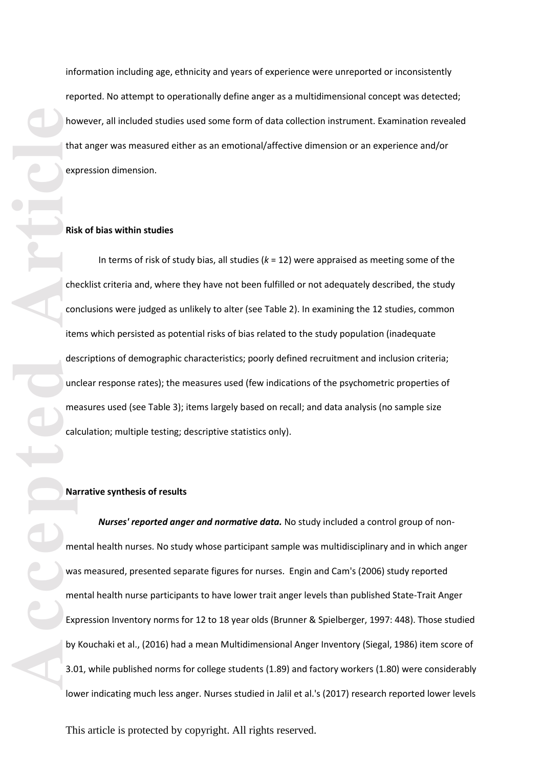information including age, ethnicity and years of experience were unreported or inconsistently reported. No attempt to operationally define anger as a multidimensional concept was detected; however, all included studies used some form of data collection instrument. Examination revealed that anger was measured either as an emotional/affective dimension or an experience and/or expression dimension.

**Risk of bias within studies**

In terms of risk of study bias, all studies ($k$ = 12) were appraised as meeting some of the checklist criteria and, where they have not been fulfilled or not adequately described, the study conclusions were judged as unlikely to alter (see Table 2). In examining the 12 studies, common items which persisted as potential risks of bias related to the study population (inadequate descriptions of demographic characteristics; poorly defined recruitment and inclusion criteria; unclear response rates); the measures used (few indications of the psychometric properties of measures used (see Table 3); items largely based on recall; and data analysis (no sample size calculation; multiple testing; descriptive statistics only).

**Narrative synthesis of results**

***Nurses' reported anger and normative data.*** No study included a control group of non-mental health nurses. No study whose participant sample was multidisciplinary and in which anger was measured, presented separate figures for nurses. Engin and Cam's (2006) study reported mental health nurse participants to have lower trait anger levels than published State-Trait Anger Expression Inventory norms for 12 to 18 year olds (Brunner & Spielberger, 1997: 448). Those studied by Kouchaki et al., (2016) had a mean Multidimensional Anger Inventory (Siegal, 1986) item score of 3.01, while published norms for college students (1.89) and factory workers (1.80) were considerably lower indicating much less anger. Nurses studied in Jalil et al.'s (2017) research reported lower levels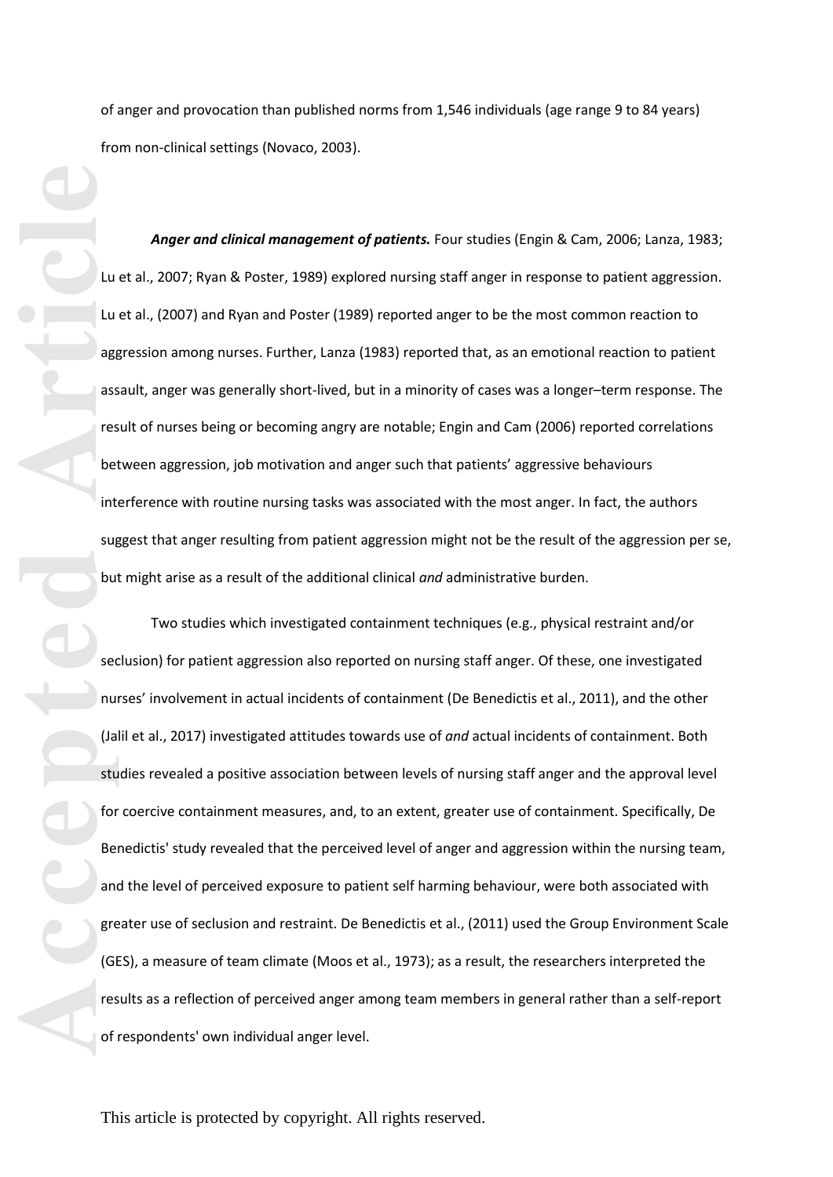of anger and provocation than published norms from 1,546 individuals (age range 9 to 84 years) from non-clinical settings (Novaco, 2003).

***Anger and clinical management of patients.*** Four studies (Engin & Cam, 2006; Lanza, 1983; Lu et al., 2007; Ryan & Poster, 1989) explored nursing staff anger in response to patient aggression. Lu et al., (2007) and Ryan and Poster (1989) reported anger to be the most common reaction to aggression among nurses. Further, Lanza (1983) reported that, as an emotional reaction to patient assault, anger was generally short-lived, but in a minority of cases was a longer–term response. The result of nurses being or becoming angry are notable; Engin and Cam (2006) reported correlations between aggression, job motivation and anger such that patients' aggressive behaviours interference with routine nursing tasks was associated with the most anger. In fact, the authors suggest that anger resulting from patient aggression might not be the result of the aggression per se, but might arise as a result of the additional clinical *and* administrative burden.

Two studies which investigated containment techniques (e.g., physical restraint and/or seclusion) for patient aggression also reported on nursing staff anger. Of these, one investigated nurses' involvement in actual incidents of containment (De Benedictis et al., 2011), and the other (Jalil et al., 2017) investigated attitudes towards use of *and* actual incidents of containment. Both studies revealed a positive association between levels of nursing staff anger and the approval level for coercive containment measures, and, to an extent, greater use of containment. Specifically, De Benedictis' study revealed that the perceived level of anger and aggression within the nursing team, and the level of perceived exposure to patient self harming behaviour, were both associated with greater use of seclusion and restraint. De Benedictis et al., (2011) used the Group Environment Scale (GES), a measure of team climate (Moos et al., 1973); as a result, the researchers interpreted the results as a reflection of perceived anger among team members in general rather than a self-report of respondents' own individual anger level.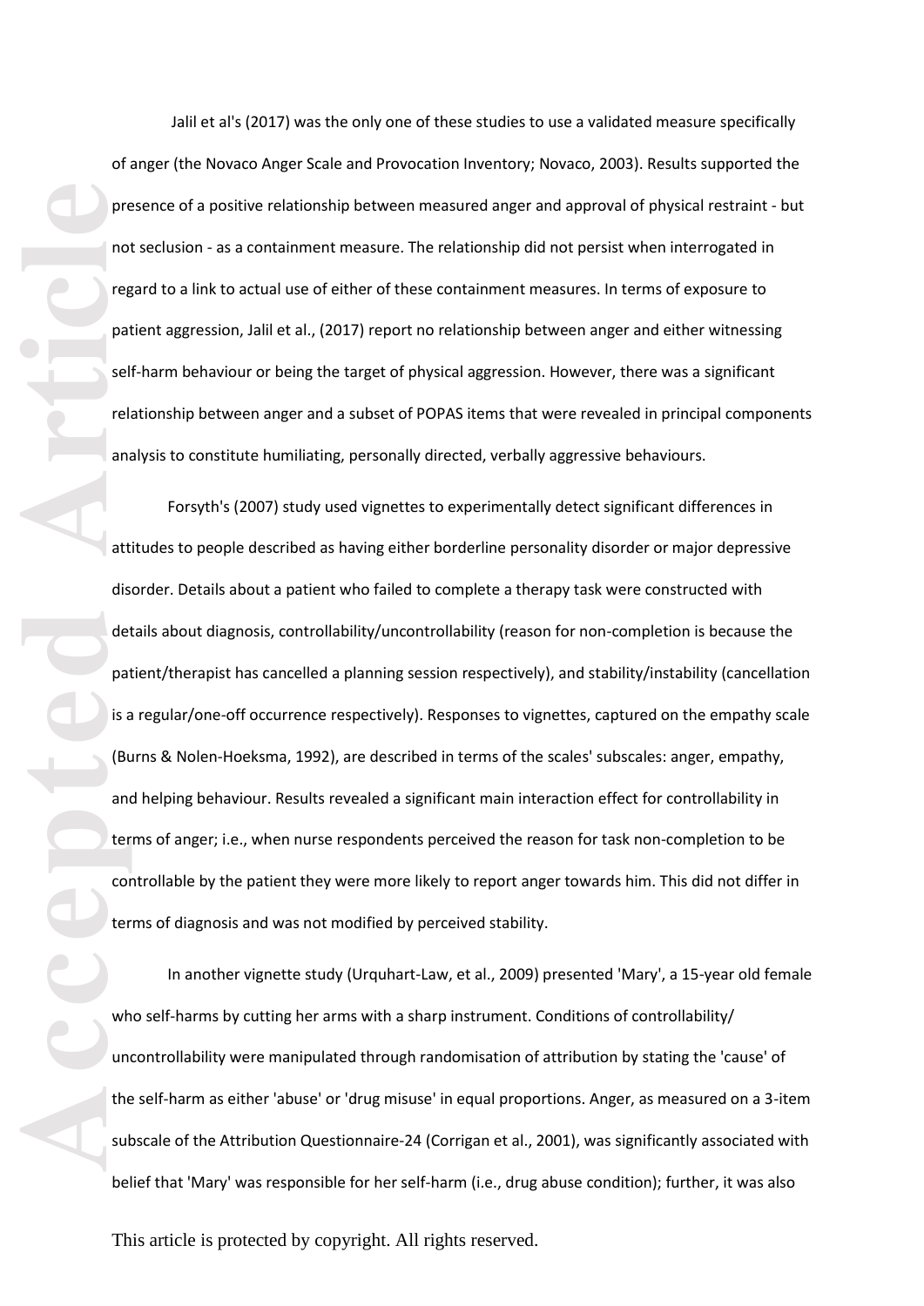Jalil et al's (2017) was the only one of these studies to use a validated measure specifically of anger (the Novaco Anger Scale and Provocation Inventory; Novaco, 2003). Results supported the presence of a positive relationship between measured anger and approval of physical restraint - but not seclusion - as a containment measure. The relationship did not persist when interrogated in regard to a link to actual use of either of these containment measures. In terms of exposure to patient aggression, Jalil et al., (2017) report no relationship between anger and either witnessing self-harm behaviour or being the target of physical aggression. However, there was a significant relationship between anger and a subset of POPAS items that were revealed in principal components analysis to constitute humiliating, personally directed, verbally aggressive behaviours.

Forsyth's (2007) study used vignettes to experimentally detect significant differences in attitudes to people described as having either borderline personality disorder or major depressive disorder. Details about a patient who failed to complete a therapy task were constructed with details about diagnosis, controllability/uncontrollability (reason for non-completion is because the patient/therapist has cancelled a planning session respectively), and stability/instability (cancellation is a regular/one-off occurrence respectively). Responses to vignettes, captured on the empathy scale (Burns & Nolen-Hoeksma, 1992), are described in terms of the scales' subscales: anger, empathy, and helping behaviour. Results revealed a significant main interaction effect for controllability in terms of anger; i.e., when nurse respondents perceived the reason for task non-completion to be controllable by the patient they were more likely to report anger towards him. This did not differ in terms of diagnosis and was not modified by perceived stability.

In another vignette study (Urquhart-Law, et al., 2009) presented 'Mary', a 15-year old female who self-harms by cutting her arms with a sharp instrument. Conditions of controllability/ uncontrollability were manipulated through randomisation of attribution by stating the 'cause' of the self-harm as either 'abuse' or 'drug misuse' in equal proportions. Anger, as measured on a 3-item subscale of the Attribution Questionnaire-24 (Corrigan et al., 2001), was significantly associated with belief that 'Mary' was responsible for her self-harm (i.e., drug abuse condition); further, it was also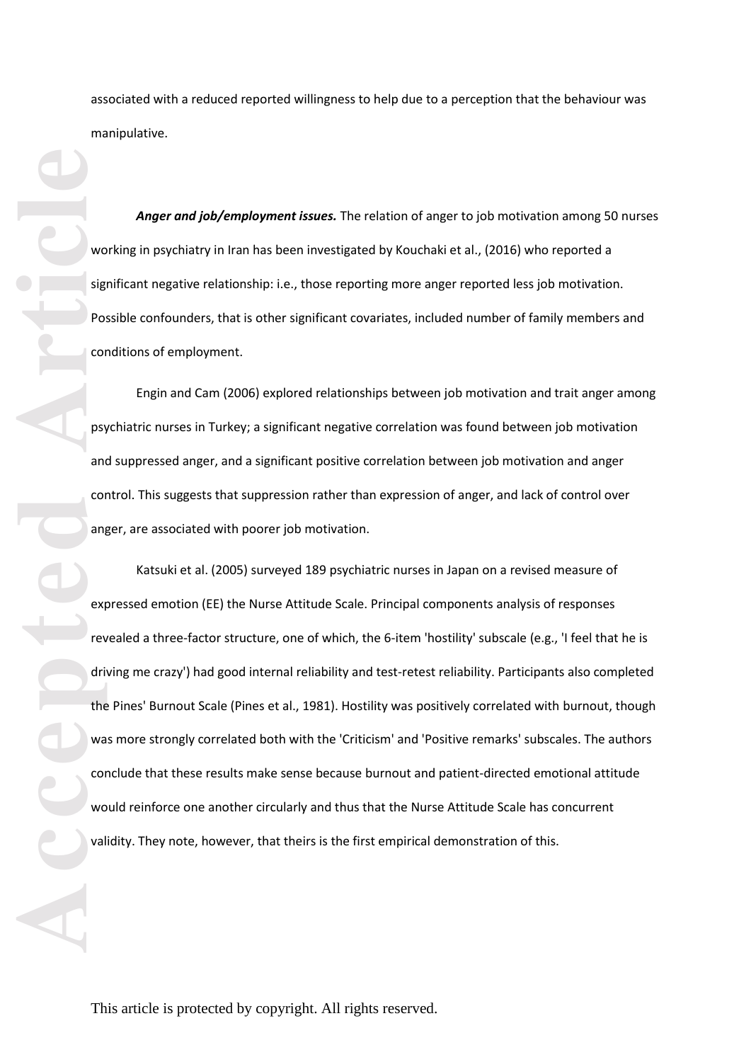associated with a reduced reported willingness to help due to a perception that the behaviour was manipulative.

***Anger and job/employment issues.*** The relation of anger to job motivation among 50 nurses working in psychiatry in Iran has been investigated by Kouchaki et al., (2016) who reported a significant negative relationship: i.e., those reporting more anger reported less job motivation. Possible confounders, that is other significant covariates, included number of family members and conditions of employment.

Engin and Cam (2006) explored relationships between job motivation and trait anger among psychiatric nurses in Turkey; a significant negative correlation was found between job motivation and suppressed anger, and a significant positive correlation between job motivation and anger control. This suggests that suppression rather than expression of anger, and lack of control over anger, are associated with poorer job motivation.

Katsuki et al. (2005) surveyed 189 psychiatric nurses in Japan on a revised measure of expressed emotion (EE) the Nurse Attitude Scale. Principal components analysis of responses revealed a three-factor structure, one of which, the 6-item 'hostility' subscale (e.g., 'I feel that he is driving me crazy') had good internal reliability and test-retest reliability. Participants also completed the Pines' Burnout Scale (Pines et al., 1981). Hostility was positively correlated with burnout, though was more strongly correlated both with the 'Criticism' and 'Positive remarks' subscales. The authors conclude that these results make sense because burnout and patient-directed emotional attitude would reinforce one another circularly and thus that the Nurse Attitude Scale has concurrent validity. They note, however, that theirs is the first empirical demonstration of this.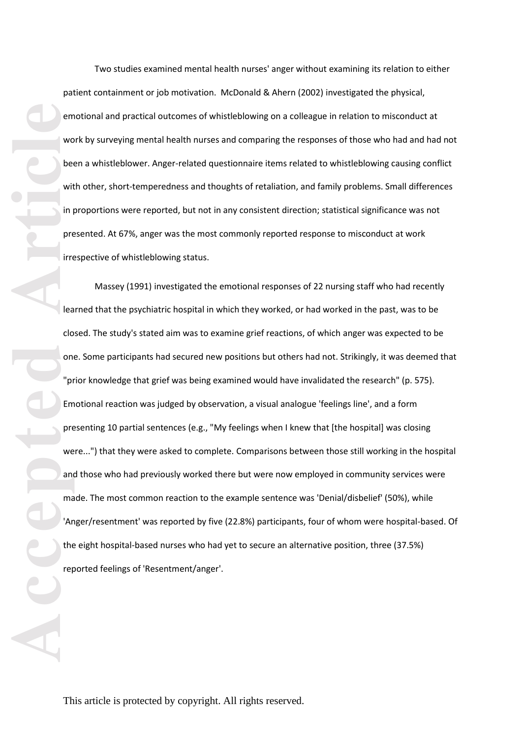Two studies examined mental health nurses' anger without examining its relation to either patient containment or job motivation. McDonald & Ahern (2002) investigated the physical, emotional and practical outcomes of whistleblowing on a colleague in relation to misconduct at work by surveying mental health nurses and comparing the responses of those who had and had not been a whistleblower. Anger-related questionnaire items related to whistleblowing causing conflict with other, short-temperedness and thoughts of retaliation, and family problems. Small differences in proportions were reported, but not in any consistent direction; statistical significance was not presented. At 67%, anger was the most commonly reported response to misconduct at work irrespective of whistleblowing status.

Massey (1991) investigated the emotional responses of 22 nursing staff who had recently learned that the psychiatric hospital in which they worked, or had worked in the past, was to be closed. The study's stated aim was to examine grief reactions, of which anger was expected to be one. Some participants had secured new positions but others had not. Strikingly, it was deemed that "prior knowledge that grief was being examined would have invalidated the research" (p. 575). Emotional reaction was judged by observation, a visual analogue 'feelings line', and a form presenting 10 partial sentences (e.g., "My feelings when I knew that [the hospital] was closing were...") that they were asked to complete. Comparisons between those still working in the hospital and those who had previously worked there but were now employed in community services were made. The most common reaction to the example sentence was 'Denial/disbelief' (50%), while 'Anger/resentment' was reported by five (22.8%) participants, four of whom were hospital-based. Of the eight hospital-based nurses who had yet to secure an alternative position, three (37.5%) reported feelings of 'Resentment/anger'.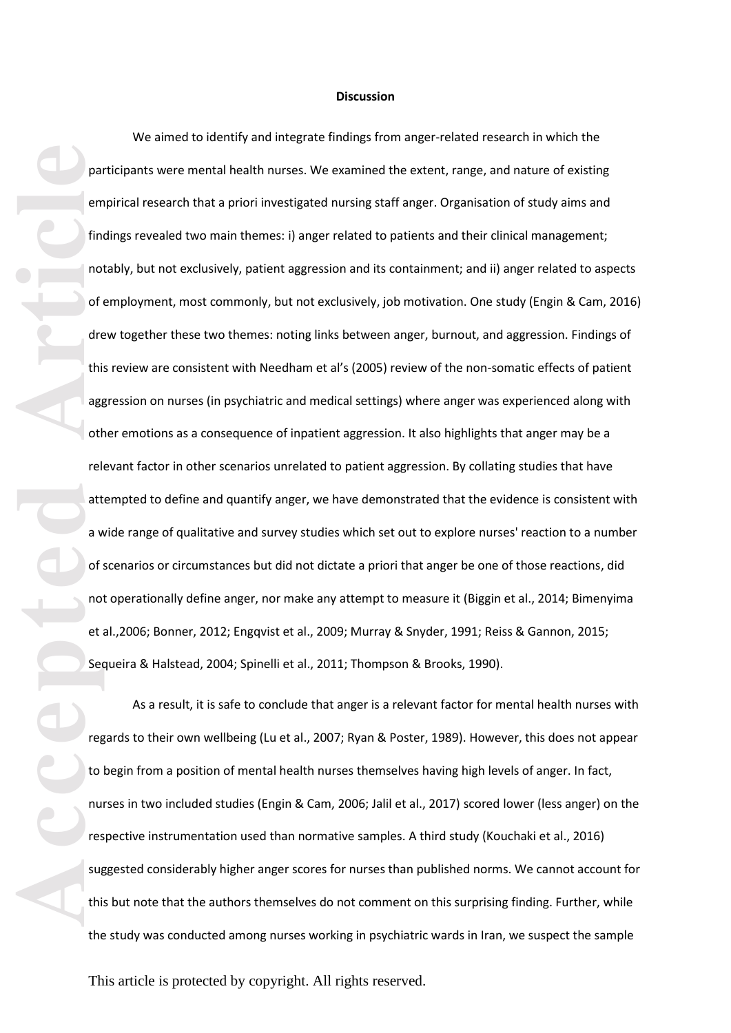## Discussion

We aimed to identify and integrate findings from anger-related research in which the participants were mental health nurses. We examined the extent, range, and nature of existing empirical research that a priori investigated nursing staff anger. Organisation of study aims and findings revealed two main themes: i) anger related to patients and their clinical management; notably, but not exclusively, patient aggression and its containment; and ii) anger related to aspects of employment, most commonly, but not exclusively, job motivation. One study (Engin & Cam, 2016) drew together these two themes: noting links between anger, burnout, and aggression. Findings of this review are consistent with Needham et al's (2005) review of the non-somatic effects of patient aggression on nurses (in psychiatric and medical settings) where anger was experienced along with other emotions as a consequence of inpatient aggression. It also highlights that anger may be a relevant factor in other scenarios unrelated to patient aggression. By collating studies that have attempted to define and quantify anger, we have demonstrated that the evidence is consistent with a wide range of qualitative and survey studies which set out to explore nurses' reaction to a number of scenarios or circumstances but did not dictate a priori that anger be one of those reactions, did not operationally define anger, nor make any attempt to measure it (Biggin et al., 2014; Bimenyima et al.,2006; Bonner, 2012; Engqvist et al., 2009; Murray & Snyder, 1991; Reiss & Gannon, 2015; Sequeira & Halstead, 2004; Spinelli et al., 2011; Thompson & Brooks, 1990).

As a result, it is safe to conclude that anger is a relevant factor for mental health nurses with regards to their own wellbeing (Lu et al., 2007; Ryan & Poster, 1989). However, this does not appear to begin from a position of mental health nurses themselves having high levels of anger. In fact, nurses in two included studies (Engin & Cam, 2006; Jalil et al., 2017) scored lower (less anger) on the respective instrumentation used than normative samples. A third study (Kouchaki et al., 2016) suggested considerably higher anger scores for nurses than published norms. We cannot account for this but note that the authors themselves do not comment on this surprising finding. Further, while the study was conducted among nurses working in psychiatric wards in Iran, we suspect the sample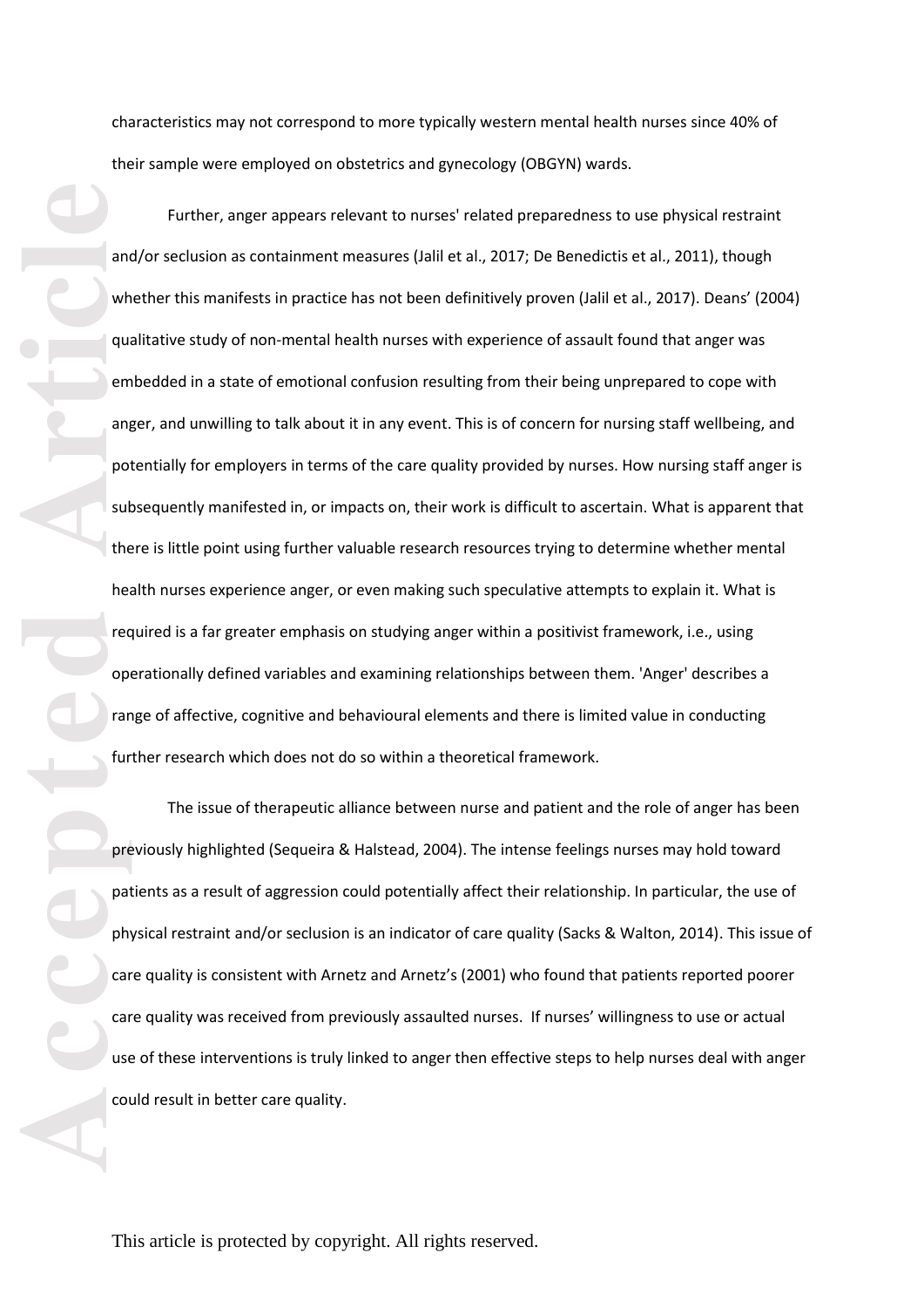characteristics may not correspond to more typically western mental health nurses since 40% of their sample were employed on obstetrics and gynecology (OBGYN) wards.

Further, anger appears relevant to nurses' related preparedness to use physical restraint and/or seclusion as containment measures (Jalil et al., 2017; De Benedictis et al., 2011), though whether this manifests in practice has not been definitively proven (Jalil et al., 2017). Deans' (2004) qualitative study of non-mental health nurses with experience of assault found that anger was embedded in a state of emotional confusion resulting from their being unprepared to cope with anger, and unwilling to talk about it in any event. This is of concern for nursing staff wellbeing, and potentially for employers in terms of the care quality provided by nurses. How nursing staff anger is subsequently manifested in, or impacts on, their work is difficult to ascertain. What is apparent that there is little point using further valuable research resources trying to determine whether mental health nurses experience anger, or even making such speculative attempts to explain it. What is required is a far greater emphasis on studying anger within a positivist framework, i.e., using operationally defined variables and examining relationships between them. 'Anger' describes a range of affective, cognitive and behavioural elements and there is limited value in conducting further research which does not do so within a theoretical framework.

The issue of therapeutic alliance between nurse and patient and the role of anger has been previously highlighted (Sequeira & Halstead, 2004). The intense feelings nurses may hold toward patients as a result of aggression could potentially affect their relationship. In particular, the use of physical restraint and/or seclusion is an indicator of care quality (Sacks & Walton, 2014). This issue of care quality is consistent with Arnetz and Arnetz's (2001) who found that patients reported poorer care quality was received from previously assaulted nurses. If nurses' willingness to use or actual use of these interventions is truly linked to anger then effective steps to help nurses deal with anger could result in better care quality.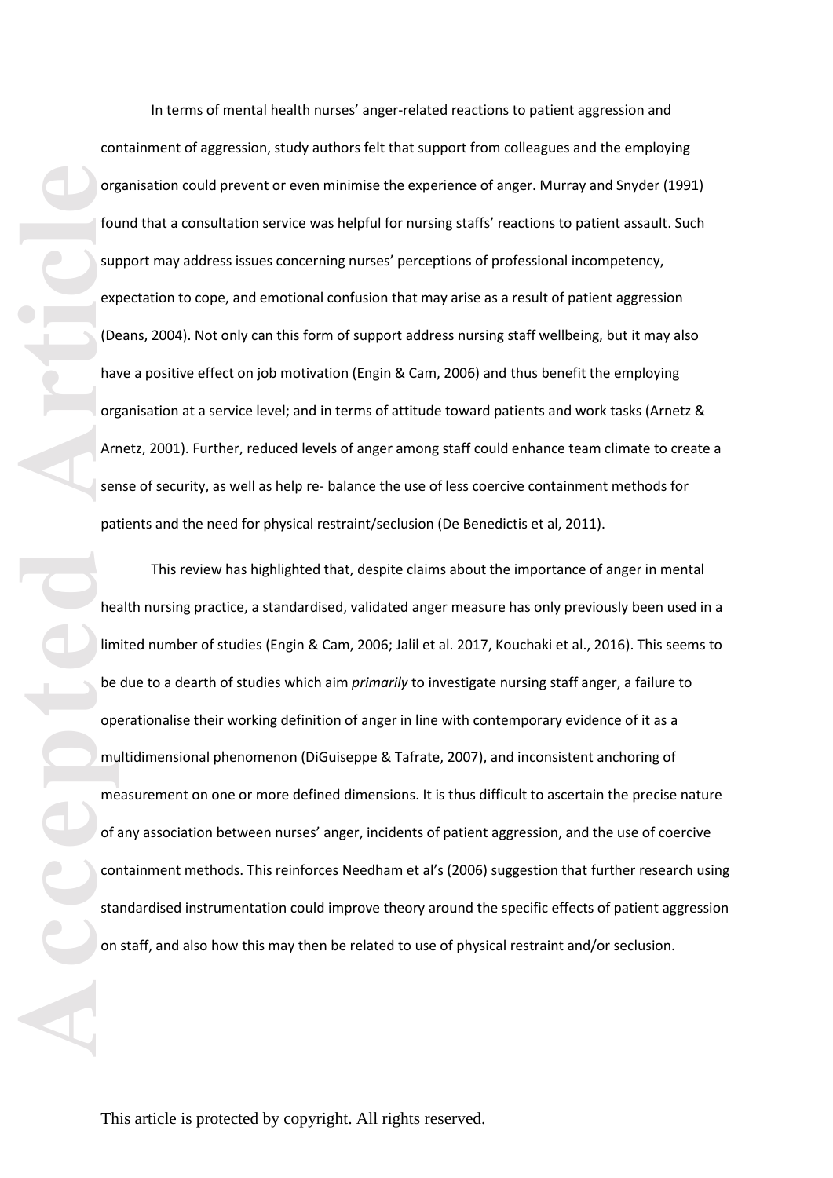In terms of mental health nurses' anger-related reactions to patient aggression and containment of aggression, study authors felt that support from colleagues and the employing organisation could prevent or even minimise the experience of anger. Murray and Snyder (1991) found that a consultation service was helpful for nursing staffs' reactions to patient assault. Such support may address issues concerning nurses' perceptions of professional incompetency, expectation to cope, and emotional confusion that may arise as a result of patient aggression (Deans, 2004). Not only can this form of support address nursing staff wellbeing, but it may also have a positive effect on job motivation (Engin & Cam, 2006) and thus benefit the employing organisation at a service level; and in terms of attitude toward patients and work tasks (Arnetz & Arnetz, 2001). Further, reduced levels of anger among staff could enhance team climate to create a sense of security, as well as help re- balance the use of less coercive containment methods for patients and the need for physical restraint/seclusion (De Benedictis et al, 2011).

This review has highlighted that, despite claims about the importance of anger in mental health nursing practice, a standardised, validated anger measure has only previously been used in a limited number of studies (Engin & Cam, 2006; Jalil et al. 2017, Kouchaki et al., 2016). This seems to be due to a dearth of studies which aim *primarily* to investigate nursing staff anger, a failure to operationalise their working definition of anger in line with contemporary evidence of it as a multidimensional phenomenon (DiGuiseppe & Tafrate, 2007), and inconsistent anchoring of measurement on one or more defined dimensions. It is thus difficult to ascertain the precise nature of any association between nurses' anger, incidents of patient aggression, and the use of coercive containment methods. This reinforces Needham et al's (2006) suggestion that further research using standardised instrumentation could improve theory around the specific effects of patient aggression on staff, and also how this may then be related to use of physical restraint and/or seclusion.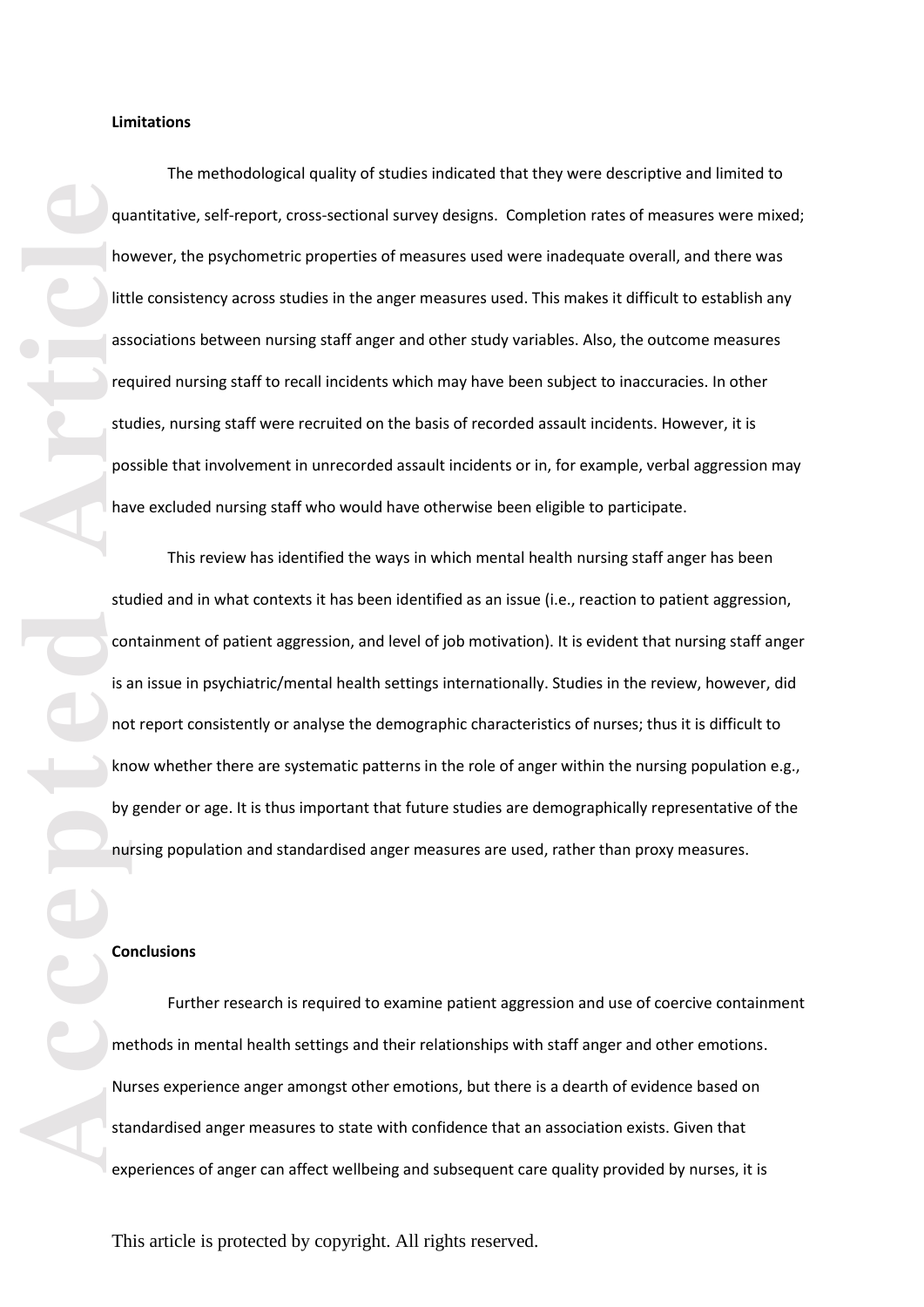**Limitations**

The methodological quality of studies indicated that they were descriptive and limited to quantitative, self-report, cross-sectional survey designs. Completion rates of measures were mixed; however, the psychometric properties of measures used were inadequate overall, and there was little consistency across studies in the anger measures used. This makes it difficult to establish any associations between nursing staff anger and other study variables. Also, the outcome measures required nursing staff to recall incidents which may have been subject to inaccuracies. In other studies, nursing staff were recruited on the basis of recorded assault incidents. However, it is possible that involvement in unrecorded assault incidents or in, for example, verbal aggression may have excluded nursing staff who would have otherwise been eligible to participate.

This review has identified the ways in which mental health nursing staff anger has been studied and in what contexts it has been identified as an issue (i.e., reaction to patient aggression, containment of patient aggression, and level of job motivation). It is evident that nursing staff anger is an issue in psychiatric/mental health settings internationally. Studies in the review, however, did not report consistently or analyse the demographic characteristics of nurses; thus it is difficult to know whether there are systematic patterns in the role of anger within the nursing population e.g., by gender or age. It is thus important that future studies are demographically representative of the nursing population and standardised anger measures are used, rather than proxy measures.

**Conclusions**

Further research is required to examine patient aggression and use of coercive containment methods in mental health settings and their relationships with staff anger and other emotions. Nurses experience anger amongst other emotions, but there is a dearth of evidence based on standardised anger measures to state with confidence that an association exists. Given that experiences of anger can affect wellbeing and subsequent care quality provided by nurses, it is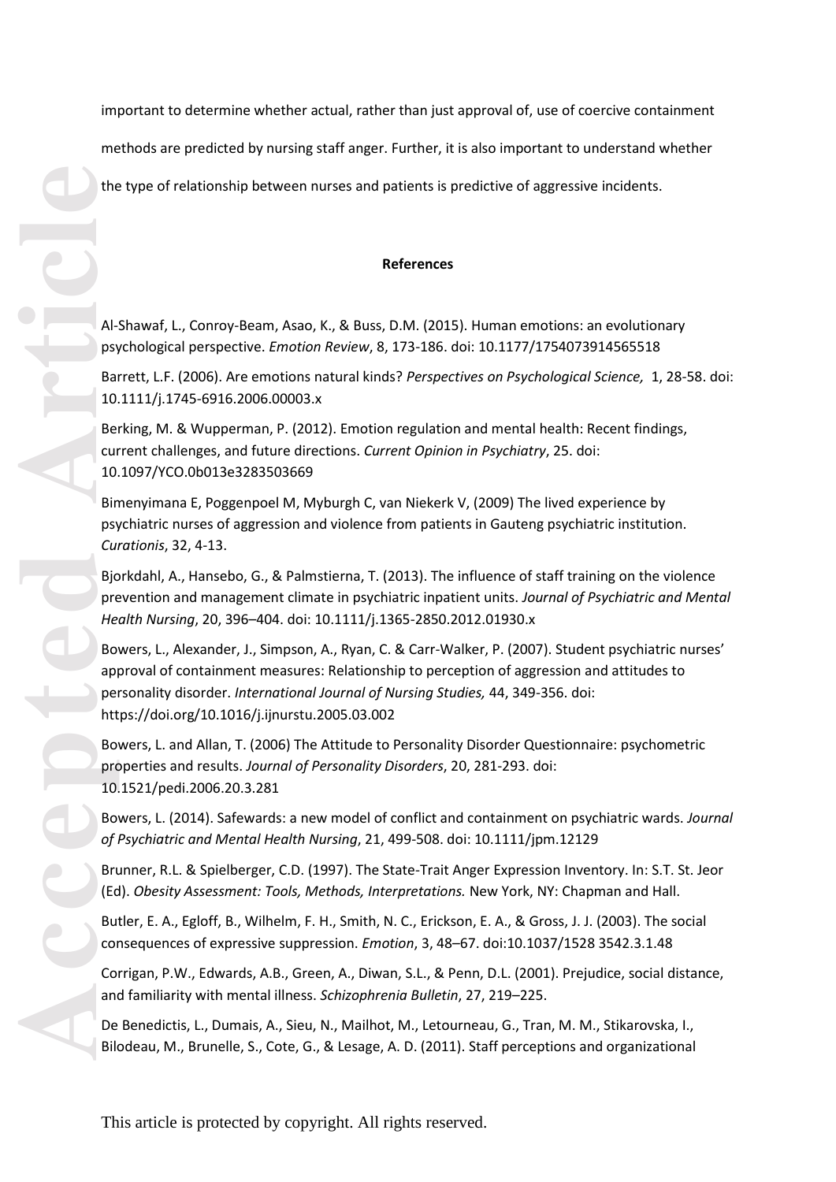important to determine whether actual, rather than just approval of, use of coercive containment methods are predicted by nursing staff anger. Further, it is also important to understand whether the type of relationship between nurses and patients is predictive of aggressive incidents.

## References

Al-Shawaf, L., Conroy-Beam, Asao, K., & Buss, D.M. (2015). Human emotions: an evolutionary psychological perspective. *Emotion Review*, 8, 173-186. doi: 10.1177/1754073914565518

Barrett, L.F. (2006). Are emotions natural kinds? *Perspectives on Psychological Science,* 1, 28-58. doi: 10.1111/j.1745-6916.2006.00003.x

Berking, M. & Wupperman, P. (2012). Emotion regulation and mental health: Recent findings, current challenges, and future directions. *Current Opinion in Psychiatry*, 25. doi: 10.1097/YCO.0b013e3283503669

Bimenyimana E, Poggenpoel M, Myburgh C, van Niekerk V, (2009) The lived experience by psychiatric nurses of aggression and violence from patients in Gauteng psychiatric institution. *Curationis*, 32, 4-13.

Bjorkdahl, A., Hansebo, G., & Palmstierna, T. (2013). The influence of staff training on the violence prevention and management climate in psychiatric inpatient units. *Journal of Psychiatric and Mental Health Nursing*, 20, 396–404. doi: 10.1111/j.1365-2850.2012.01930.x

Bowers, L., Alexander, J., Simpson, A., Ryan, C. & Carr-Walker, P. (2007). Student psychiatric nurses' approval of containment measures: Relationship to perception of aggression and attitudes to personality disorder. *International Journal of Nursing Studies,* 44, 349-356. doi: https://doi.org/10.1016/j.ijnurstu.2005.03.002

Bowers, L. and Allan, T. (2006) The Attitude to Personality Disorder Questionnaire: psychometric properties and results. *Journal of Personality Disorders*, 20, 281-293. doi: 10.1521/pedi.2006.20.3.281

Bowers, L. (2014). Safewards: a new model of conflict and containment on psychiatric wards. *Journal of Psychiatric and Mental Health Nursing*, 21, 499-508. doi: 10.1111/jpm.12129

Brunner, R.L. & Spielberger, C.D. (1997). The State-Trait Anger Expression Inventory. In: S.T. St. Jeor (Ed). *Obesity Assessment: Tools, Methods, Interpretations.* New York, NY: Chapman and Hall.

Butler, E. A., Egloff, B., Wilhelm, F. H., Smith, N. C., Erickson, E. A., & Gross, J. J. (2003). The social consequences of expressive suppression. *Emotion*, 3, 48–67. doi:10.1037/1528 3542.3.1.48

Corrigan, P.W., Edwards, A.B., Green, A., Diwan, S.L., & Penn, D.L. (2001). Prejudice, social distance, and familiarity with mental illness. *Schizophrenia Bulletin*, 27, 219–225.

De Benedictis, L., Dumais, A., Sieu, N., Mailhot, M., Letourneau, G., Tran, M. M., Stikarovska, I., Bilodeau, M., Brunelle, S., Cote, G., & Lesage, A. D. (2011). Staff perceptions and organizational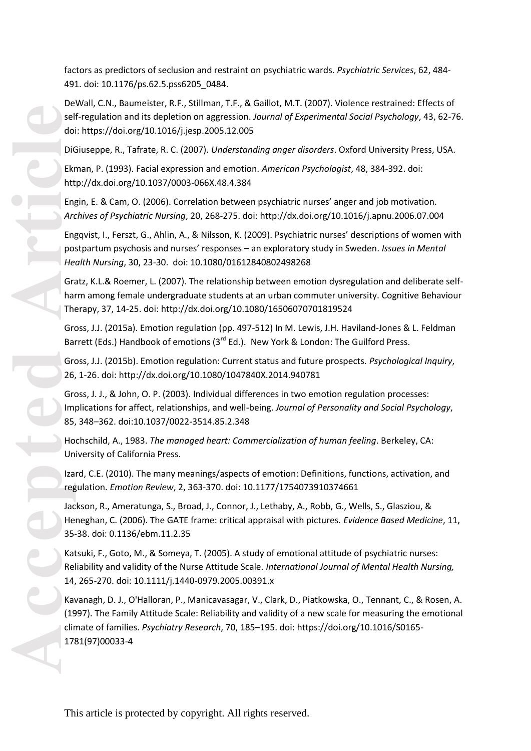factors as predictors of seclusion and restraint on psychiatric wards. *Psychiatric Services*, 62, 484-491. doi: 10.1176/ps.62.5.pss6205_0484.

DeWall, C.N., Baumeister, R.F., Stillman, T.F., & Gaillot, M.T. (2007). Violence restrained: Effects of self-regulation and its depletion on aggression. *Journal of Experimental Social Psychology*, 43, 62-76. doi: https://doi.org/10.1016/j.jesp.2005.12.005

DiGiuseppe, R., Tafrate, R. C. (2007). *Understanding anger disorders*. Oxford University Press, USA.

Ekman, P. (1993). Facial expression and emotion. *American Psychologist*, 48, 384-392. doi: http://dx.doi.org/10.1037/0003-066X.48.4.384

Engin, E. & Cam, O. (2006). Correlation between psychiatric nurses' anger and job motivation. *Archives of Psychiatric Nursing*, 20, 268-275. doi: http://dx.doi.org/10.1016/j.apnu.2006.07.004

Engqvist, I., Ferszt, G., Ahlin, A., & Nilsson, K. (2009). Psychiatric nurses' descriptions of women with postpartum psychosis and nurses' responses – an exploratory study in Sweden. *Issues in Mental Health Nursing*, 30, 23-30. doi: 10.1080/01612840802498268

Gratz, K.L.& Roemer, L. (2007). The relationship between emotion dysregulation and deliberate self-harm among female undergraduate students at an urban commuter university. Cognitive Behaviour Therapy, 37, 14-25. doi: http://dx.doi.org/10.1080/16506070701819524

Gross, J.J. (2015a). Emotion regulation (pp. 497-512) In M. Lewis, J.H. Haviland-Jones & L. Feldman Barrett (Eds.) Handbook of emotions (3rd Ed.). New York & London: The Guilford Press.

Gross, J.J. (2015b). Emotion regulation: Current status and future prospects. *Psychological Inquiry*, 26, 1-26. doi: http://dx.doi.org/10.1080/1047840X.2014.940781

Gross, J. J., & John, O. P. (2003). Individual differences in two emotion regulation processes: Implications for affect, relationships, and well-being. *Journal of Personality and Social Psychology*, 85, 348–362. doi:10.1037/0022-3514.85.2.348

Hochschild, A., 1983. *The managed heart: Commercialization of human feeling*. Berkeley, CA: University of California Press.

Izard, C.E. (2010). The many meanings/aspects of emotion: Definitions, functions, activation, and regulation. *Emotion Review*, 2, 363-370. doi: 10.1177/1754073910374661

Jackson, R., Ameratunga, S., Broad, J., Connor, J., Lethaby, A., Robb, G., Wells, S., Glasziou, & Heneghan, C. (2006). The GATE frame: critical appraisal with pictures*. Evidence Based Medicine*, 11, 35-38. doi: 0.1136/ebm.11.2.35

Katsuki, F., Goto, M., & Someya, T. (2005). A study of emotional attitude of psychiatric nurses: Reliability and validity of the Nurse Attitude Scale. *International Journal of Mental Health Nursing,* 14, 265-270. doi: 10.1111/j.1440-0979.2005.00391.x

Kavanagh, D. J., O'Halloran, P., Manicavasagar, V., Clark, D., Piatkowska, O., Tennant, C., & Rosen, A. (1997). The Family Attitude Scale: Reliability and validity of a new scale for measuring the emotional climate of families. *Psychiatry Research*, 70, 185–195. doi: https://doi.org/10.1016/S0165-1781(97)00033-4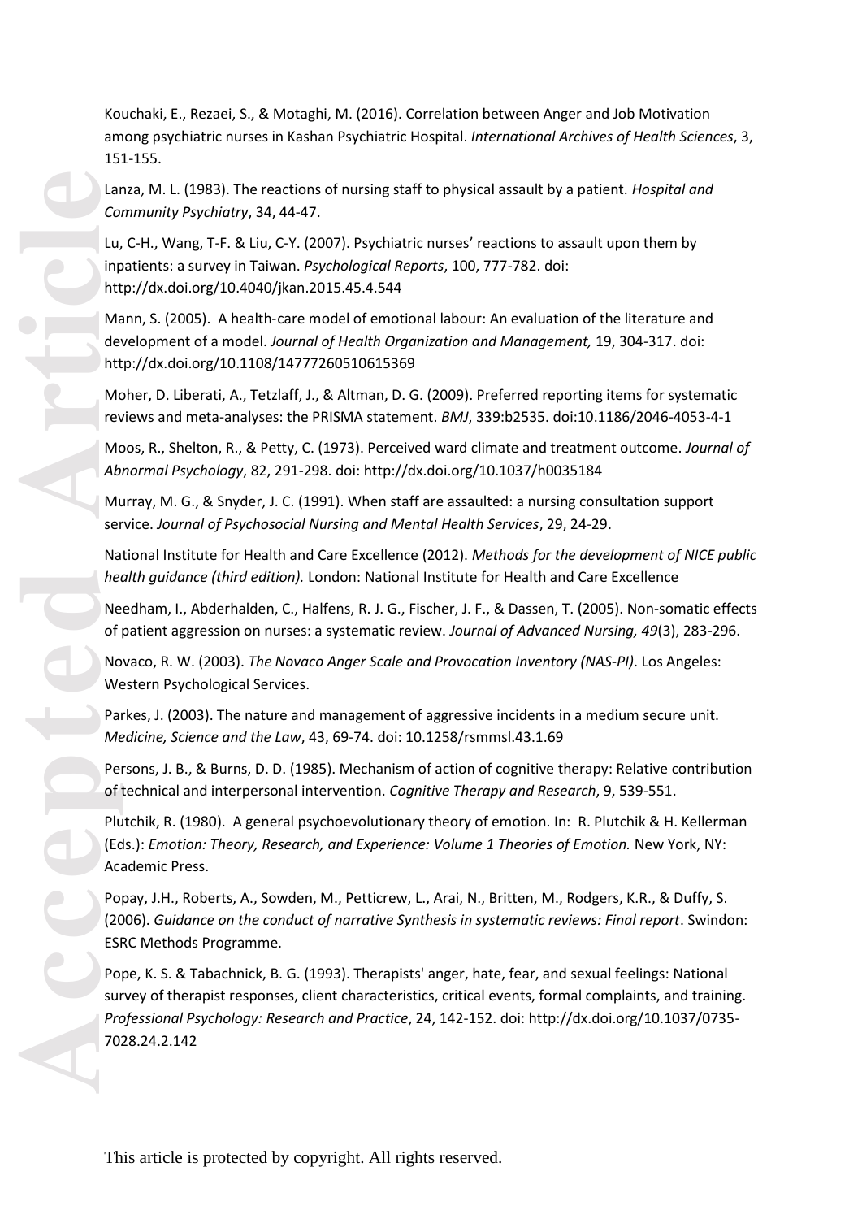Kouchaki, E., Rezaei, S., & Motaghi, M. (2016). Correlation between Anger and Job Motivation among psychiatric nurses in Kashan Psychiatric Hospital. *International Archives of Health Sciences*, 3, 151-155.

Lanza, M. L. (1983). The reactions of nursing staff to physical assault by a patient. *Hospital and Community Psychiatry*, 34, 44-47.

Lu, C-H., Wang, T-F. & Liu, C-Y. (2007). Psychiatric nurses' reactions to assault upon them by inpatients: a survey in Taiwan. *Psychological Reports*, 100, 777-782. doi: http://dx.doi.org/10.4040/jkan.2015.45.4.544

Mann, S. (2005). A health-care model of emotional labour: An evaluation of the literature and development of a model. *Journal of Health Organization and Management,* 19, 304-317. doi: http://dx.doi.org/10.1108/14777260510615369

Moher, D. Liberati, A., Tetzlaff, J., & Altman, D. G. (2009). Preferred reporting items for systematic reviews and meta-analyses: the PRISMA statement. *BMJ*, 339:b2535. doi:10.1186/2046-4053-4-1

Moos, R., Shelton, R., & Petty, C. (1973). Perceived ward climate and treatment outcome. *Journal of Abnormal Psychology*, 82, 291-298. doi: http://dx.doi.org/10.1037/h0035184

Murray, M. G., & Snyder, J. C. (1991). When staff are assaulted: a nursing consultation support service. *Journal of Psychosocial Nursing and Mental Health Services*, 29, 24-29.

National Institute for Health and Care Excellence (2012). *Methods for the development of NICE public health guidance (third edition).* London: National Institute for Health and Care Excellence

Needham, I., Abderhalden, C., Halfens, R. J. G., Fischer, J. F., & Dassen, T. (2005). Non-somatic effects of patient aggression on nurses: a systematic review. *Journal of Advanced Nursing, 49*(3), 283-296.

Novaco, R. W. (2003). *The Novaco Anger Scale and Provocation Inventory (NAS-PI)*. Los Angeles: Western Psychological Services.

Parkes, J. (2003). The nature and management of aggressive incidents in a medium secure unit. *Medicine, Science and the Law*, 43, 69-74. doi: 10.1258/rsmmsl.43.1.69

Persons, J. B., & Burns, D. D. (1985). Mechanism of action of cognitive therapy: Relative contribution of technical and interpersonal intervention. *Cognitive Therapy and Research*, 9, 539-551.

Plutchik, R. (1980). A general psychoevolutionary theory of emotion. In: R. Plutchik & H. Kellerman (Eds.): *Emotion: Theory, Research, and Experience: Volume 1 Theories of Emotion.* New York, NY: Academic Press.

Popay, J.H., Roberts, A., Sowden, M., Petticrew, L., Arai, N., Britten, M., Rodgers, K.R., & Duffy, S. (2006). *Guidance on the conduct of narrative Synthesis in systematic reviews: Final report*. Swindon: ESRC Methods Programme.

Pope, K. S. & Tabachnick, B. G. (1993). Therapists' anger, hate, fear, and sexual feelings: National survey of therapist responses, client characteristics, critical events, formal complaints, and training. *Professional Psychology: Research and Practice*, 24, 142-152. doi: http://dx.doi.org/10.1037/0735-7028.24.2.142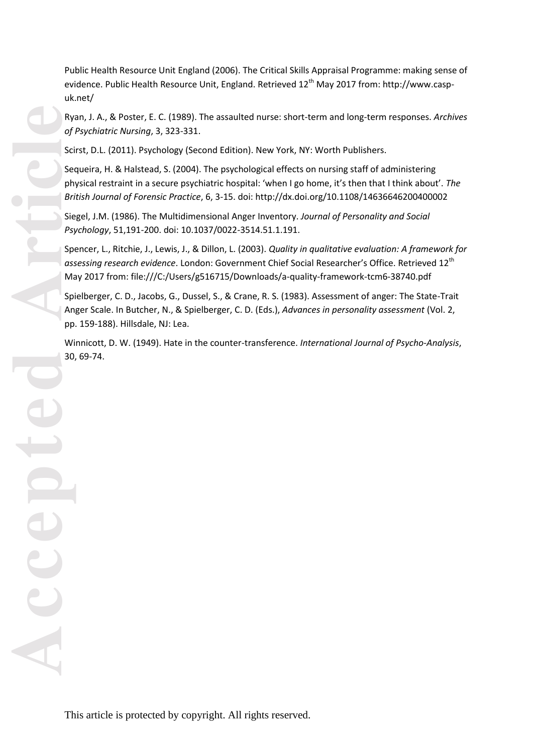Public Health Resource Unit England (2006). The Critical Skills Appraisal Programme: making sense of evidence. Public Health Resource Unit, England. Retrieved 12th May 2017 from: http://www.casp-uk.net/

Ryan, J. A., & Poster, E. C. (1989). The assaulted nurse: short-term and long-term responses. *Archives of Psychiatric Nursing*, 3, 323-331.

Scirst, D.L. (2011). Psychology (Second Edition). New York, NY: Worth Publishers.

Sequeira, H. & Halstead, S. (2004). The psychological effects on nursing staff of administering physical restraint in a secure psychiatric hospital: 'when I go home, it's then that I think about'. *The British Journal of Forensic Practice*, 6, 3-15. doi: http://dx.doi.org/10.1108/14636646200400002

Siegel, J.M. (1986). The Multidimensional Anger Inventory. *Journal of Personality and Social Psychology*, 51,191-200. doi: 10.1037/0022-3514.51.1.191.

Spencer, L., Ritchie, J., Lewis, J., & Dillon, L. (2003). *Quality in qualitative evaluation: A framework for assessing research evidence*. London: Government Chief Social Researcher's Office. Retrieved 12th May 2017 from: file:///C:/Users/g516715/Downloads/a-quality-framework-tcm6-38740.pdf

Spielberger, C. D., Jacobs, G., Dussel, S., & Crane, R. S. (1983). Assessment of anger: The State-Trait Anger Scale. In Butcher, N., & Spielberger, C. D. (Eds.), *Advances in personality assessment* (Vol. 2, pp. 159-188). Hillsdale, NJ: Lea.

Winnicott, D. W. (1949). Hate in the counter-transference. *International Journal of Psycho-Analysis*, 30, 69-74.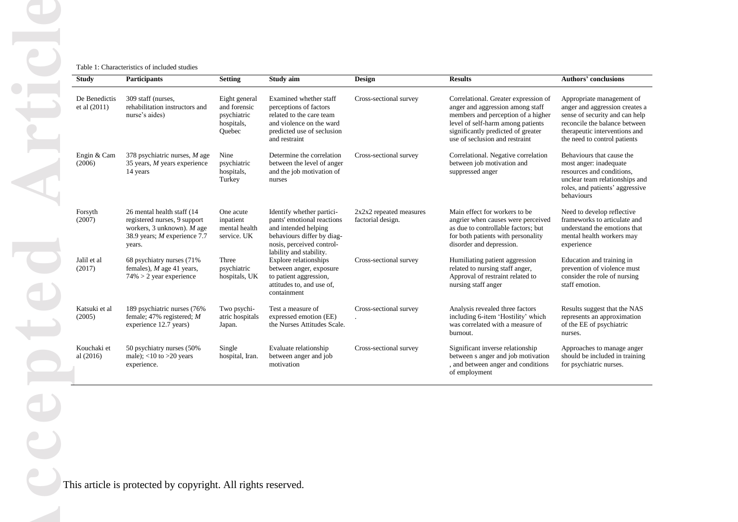Table 1: Characteristics of included studies

| Study | Participants | Setting | Study aim | Design | Results | Authors' conclusions |
|---|---|---|---|---|---|---|
| De Benedictis et al (2011) | 309 staff (nurses, rehabilitation instructors and nurse's aides) | Eight general and forensic psychiatric hospitals, Quebec | Examined whether staff perceptions of factors related to the care team and violence on the ward predicted use of seclusion and restraint | Cross-sectional survey | Correlational. Greater expression of anger and aggression among staff members and perception of a higher level of self-harm among patients significantly predicted of greater use of seclusion and restraint | Appropriate management of anger and aggression creates a sense of security and can help reconcile the balance between therapeutic interventions and the need to control patients |
| Engin & Cam (2006) | 378 psychiatric nurses, *M* age 35 years, *M* years experience 14 years | Nine psychiatric hospitals, Turkey | Determine the correlation between the level of anger and the job motivation of nurses | Cross-sectional survey | Correlational. Negative correlation between job motivation and suppressed anger | Behaviours that cause the most anger: inadequate resources and conditions, unclear team relationships and roles, and patients' aggressive behaviours |
| Forsyth (2007) | 26 mental health staff (14 registered nurses, 9 support workers, 3 unknown). *M* age 38.9 years; *M* experience 7.7 years. | One acute inpatient mental health service. UK | Identify whether partici-pants' emotional reactions and intended helping behaviours differ by diag-nosis, perceived control-lability and stability. | 2x2x2 repeated measures factorial design. | Main effect for workers to be angrier when causes were perceived as due to controllable factors; but for both patients with personality disorder and depression. | Need to develop reflective frameworks to articulate and understand the emotions that mental health workers may experience |
| Jalil et al (2017) | 68 psychiatry nurses (71% females), *M* age 41 years, 74% > 2 year experience | Three psychiatric hospitals, UK | Explore relationships between anger, exposure to patient aggression, attitudes to, and use of, containment | Cross-sectional survey | Humiliating patient aggression related to nursing staff anger, Approval of restraint related to nursing staff anger | Education and training in prevention of violence must consider the role of nursing staff emotion. |
| Katsuki et al (2005) | 189 psychiatric nurses (76% female; 47% registered; *M* experience 12.7 years) | Two psychi-atric hospitals Japan. | Test a measure of expressed emotion (EE) the Nurses Attitudes Scale. | Cross-sectional survey . | Analysis revealed three factors including 6-item 'Hostility' which was correlated with a measure of burnout. | Results suggest that the NAS represents an approximation of the EE of psychiatric nurses. |
| Kouchaki et al (2016) | 50 psychiatry nurses (50% male); <10 to >20 years experience. | Single hospital, Iran. | Evaluate relationship between anger and job motivation | Cross-sectional survey | Significant inverse relationship between s anger and job motivation , and between anger and conditions of employment | Approaches to manage anger should be included in training for psychiatric nurses. |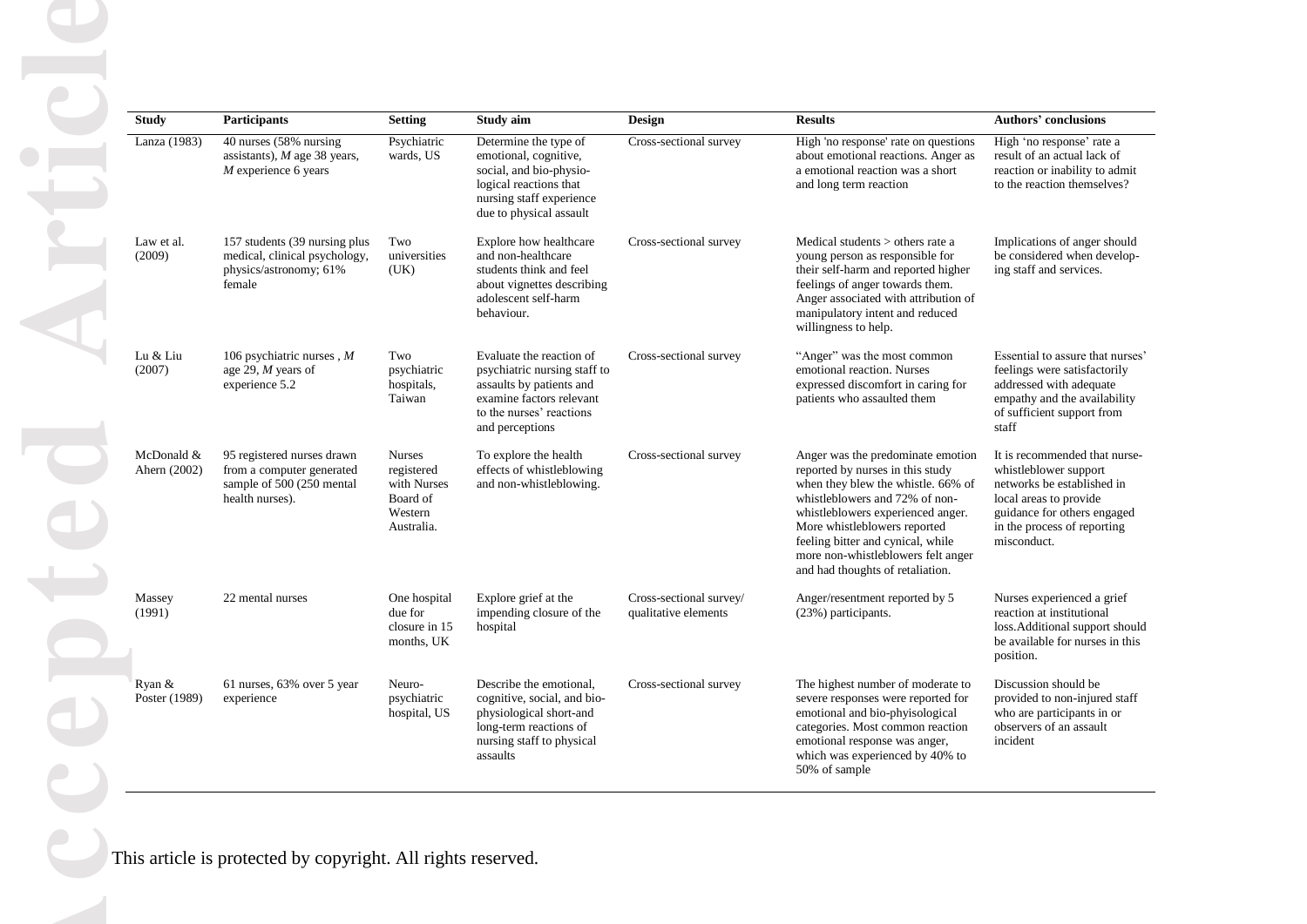| Study | Participants | Setting | Study aim | Design | Results | Authors' conclusions |
|---|---|---|---|---|---|---|
| Lanza (1983) | 40 nurses (58% nursing assistants), *M* age 38 years, *M* experience 6 years | Psychiatric wards, US | Determine the type of emotional, cognitive, social, and bio-physio-logical reactions that nursing staff experience due to physical assault | Cross-sectional survey | High 'no response' rate on questions about emotional reactions. Anger as a emotional reaction was a short and long term reaction | High 'no response' rate a result of an actual lack of reaction or inability to admit to the reaction themselves? |
| Law et al. (2009) | 157 students (39 nursing plus medical, clinical psychology, physics/astronomy; 61% female | Two universities (UK) | Explore how healthcare and non-healthcare students think and feel about vignettes describing adolescent self-harm behaviour. | Cross-sectional survey | Medical students > others rate a young person as responsible for their self-harm and reported higher feelings of anger towards them. Anger associated with attribution of manipulatory intent and reduced willingness to help. | Implications of anger should be considered when develop-ing staff and services. |
| Lu & Liu (2007) | 106 psychiatric nurses , *M* age 29, *M* years of experience 5.2 | Two psychiatric hospitals, Taiwan | Evaluate the reaction of psychiatric nursing staff to assaults by patients and examine factors relevant to the nurses' reactions and perceptions | Cross-sectional survey | "Anger" was the most common emotional reaction. Nurses expressed discomfort in caring for patients who assaulted them | Essential to assure that nurses' feelings were satisfactorily addressed with adequate empathy and the availability of sufficient support from staff |
| McDonald & Ahern (2002) | 95 registered nurses drawn from a computer generated sample of 500 (250 mental health nurses). | Nurses registered with Nurses Board of Western Australia. | To explore the health effects of whistleblowing and non-whistleblowing. | Cross-sectional survey | Anger was the predominate emotion reported by nurses in this study when they blew the whistle. 66% of whistleblowers and 72% of non-whistleblowers experienced anger. More whistleblowers reported feeling bitter and cynical, while more non-whistleblowers felt anger and had thoughts of retaliation. | It is recommended that nurse-whistleblower support networks be established in local areas to provide guidance for others engaged in the process of reporting misconduct. |
| Massey (1991) | 22 mental nurses | One hospital due for closure in 15 months, UK | Explore grief at the impending closure of the hospital | Cross-sectional survey/ qualitative elements | Anger/resentment reported by 5 (23%) participants. | Nurses experienced a grief reaction at institutional loss.Additional support should be available for nurses in this position. |
| Ryan & Poster (1989) | 61 nurses, 63% over 5 year experience | Neuro-psychiatric hospital, US | Describe the emotional, cognitive, social, and bio-physiological short-and long-term reactions of nursing staff to physical assaults | Cross-sectional survey | The highest number of moderate to severe responses were reported for emotional and bio-phyisological categories. Most common reaction emotional response was anger, which was experienced by 40% to 50% of sample | Discussion should be provided to non-injured staff who are participants in or observers of an assault incident |

This article is protected by copyright. All rights reserved.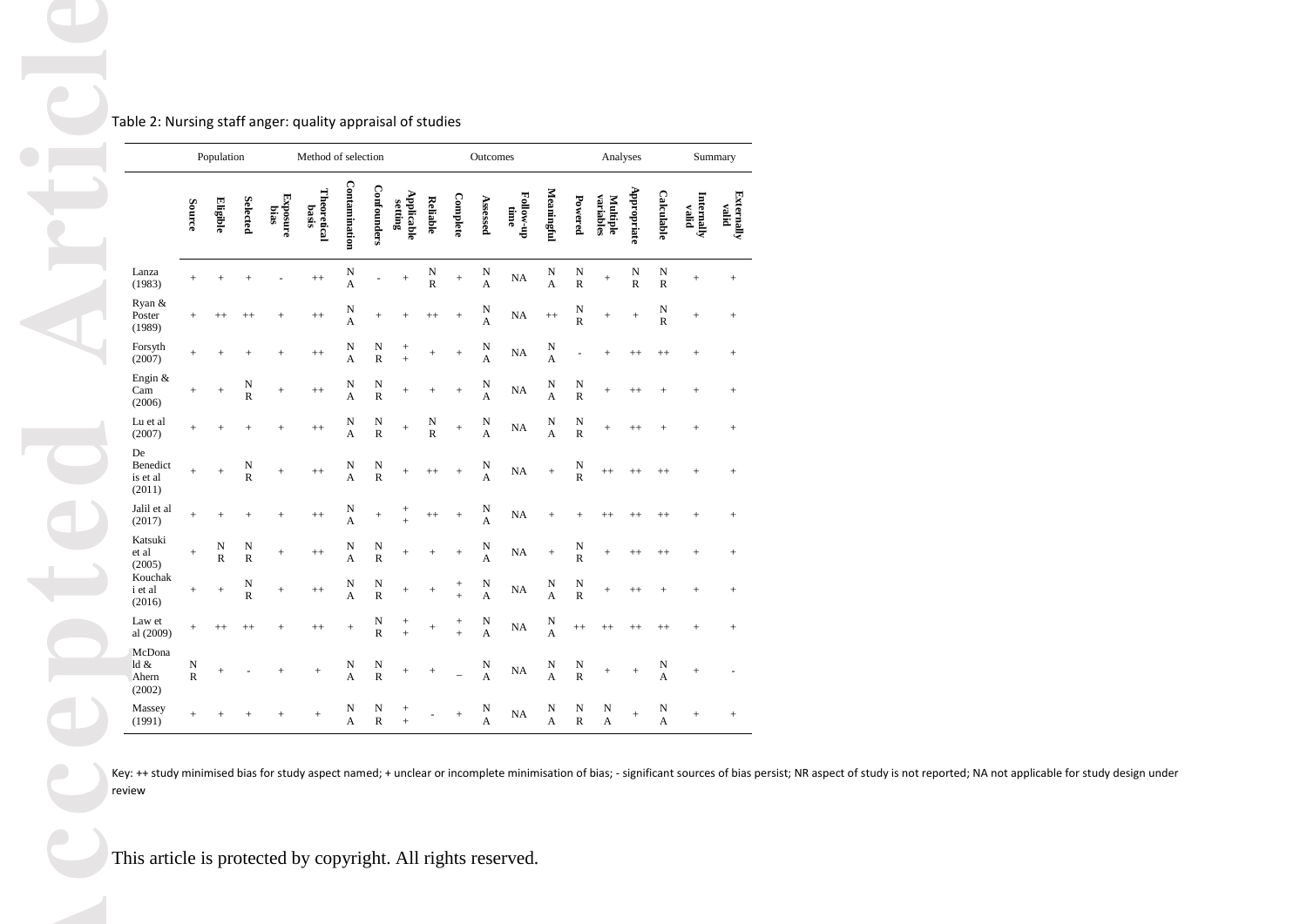Table 2: Nursing staff anger: quality appraisal of studies

| | Population | | | Method of selection | | | | | Outcomes | | | | | Analyses | | | | Summary | |
|---|---|---|---|---|---|---|---|---|---|---|---|---|---|---|---|---|---|---|---|
| | Source | Eligible | Selected | Exposure bias | Theoretical basis | Contamination | Confounders | Applicable setting | Reliable | Complete | Assessed | Follow-up time | Meaningful | Powered | Multiple variables | Appropriate | Calculable | Internally valid | Externally valid |
| Lanza (1983) | + | + | + | - | ++ | NA | - | + | NR | + | NA | NA | NA | NR | + | NR | NR | + | + |
| Ryan & Poster (1989) | + | ++ | ++ | + | ++ | NA | + | + | ++ | + | NA | NA | ++ | NR | + | + | NR | + | + |
| Forsyth (2007) | + | + | + | + | ++ | NA | NR | ++ | + | + | NA | NA | NA | - | + | ++ | ++ | + | + |
| Engin & Cam (2006) | + | + | NR | + | ++ | NA | NR | + | + | + | NA | NA | NA | NR | + | ++ | + | + | + |
| Lu et al (2007) | + | + | + | + | ++ | NA | NR | + | NR | + | NA | NA | NA | NR | + | ++ | + | + | + |
| De Benedict is et al (2011) | + | + | NR | + | ++ | NA | NR | + | ++ | + | NA | NA | + | NR | ++ | ++ | ++ | + | + |
| Jalil et al (2017) | + | + | + | + | ++ | NA | + | ++ | ++ | + | NA | NA | + | + | ++ | ++ | ++ | + | + |
| Katsuki et al (2005) | + | NR | NR | + | ++ | NA | NR | + | + | + | NA | NA | + | NR | + | ++ | ++ | + | + |
| Kouchak i et al (2016) | + | + | NR | + | ++ | NA | NR | + | + | ++ | NA | NA | NA | NR | + | ++ | + | + | + |
| Law et al (2009) | + | ++ | ++ | + | ++ | + | NR | ++ | + | ++ | NA | NA | NA | ++ | ++ | ++ | ++ | + | + |
| McDonald & Ahern (2002) | NR | + | - | + | + | NA | NR | + | + | – | NA | NA | NA | NR | + | + | NA | + | - |
| Massey (1991) | + | + | + | + | + | NA | NR | ++ | - | + | NA | NA | NA | NR | NA | + | NA | + | + |

Key: ++ study minimised bias for study aspect named; + unclear or incomplete minimisation of bias; - significant sources of bias persist; NR aspect of study is not reported; NA not applicable for study design under review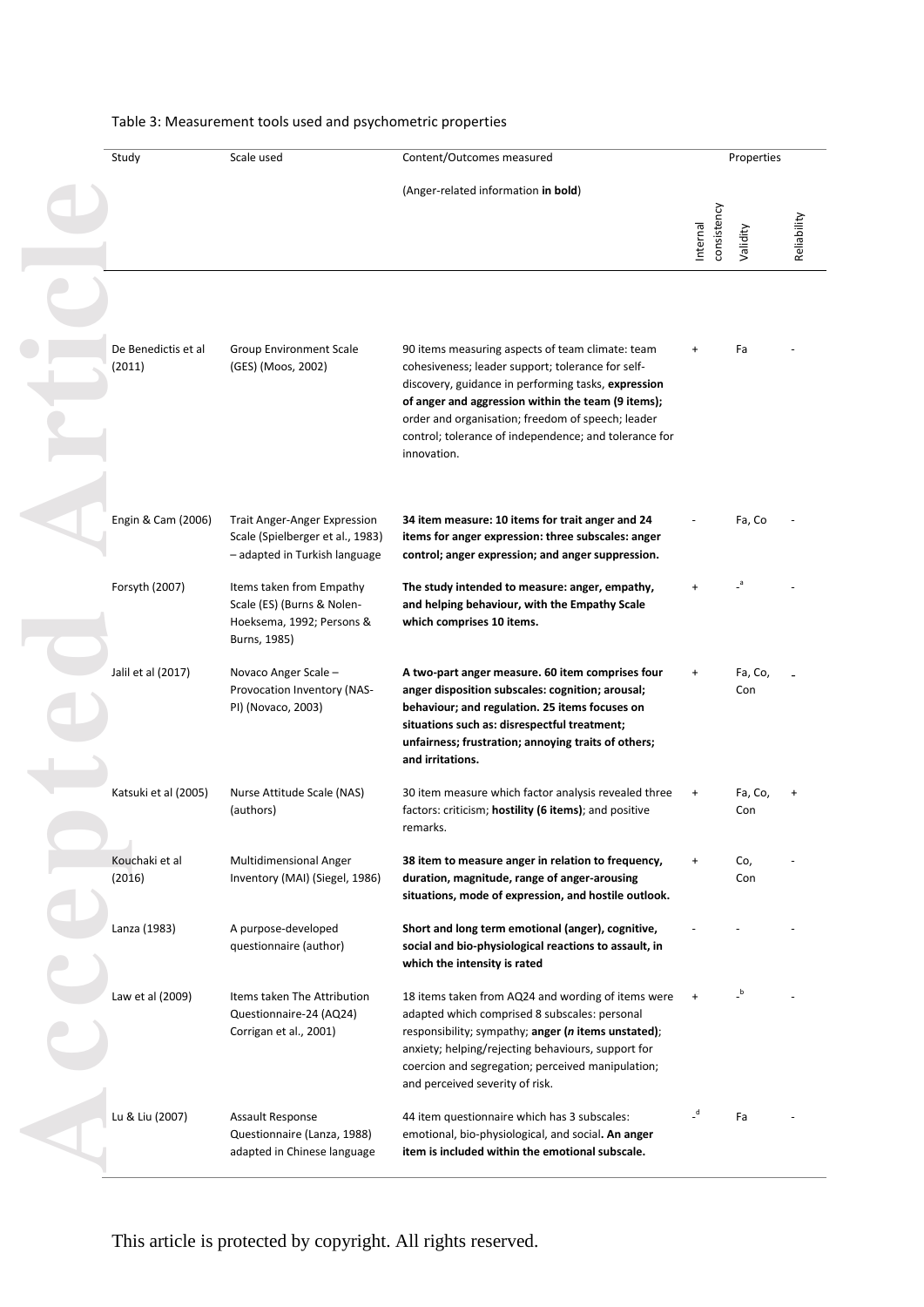Table 3: Measurement tools used and psychometric properties

| Study | Scale used | Content/Outcomes measured<br>(Anger-related information **in bold**) | Properties | | |
|---|---|---|---|---|---|
| | | | Internal consistency | Validity | Reliability |
| De Benedictis et al (2011) | Group Environment Scale (GES) (Moos, 2002) | 90 items measuring aspects of team climate: team cohesiveness; leader support; tolerance for self-discovery, guidance in performing tasks, **expression of anger and aggression within the team (9 items);** order and organisation; freedom of speech; leader control; tolerance of independence; and tolerance for innovation. | + | Fa | - |
| Engin & Cam (2006) | Trait Anger-Anger Expression Scale (Spielberger et al., 1983) – adapted in Turkish language | **34 item measure: 10 items for trait anger and 24 items for anger expression: three subscales: anger control; anger expression; and anger suppression.** | - | Fa, Co | - |
| Forsyth (2007) | Items taken from Empathy Scale (ES) (Burns & Nolen-Hoeksema, 1992; Persons & Burns, 1985) | **The study intended to measure: anger, empathy, and helping behaviour, with the Empathy Scale which comprises 10 items.** | + | -[a] | - |
| Jalil et al (2017) | Novaco Anger Scale – Provocation Inventory (NAS-PI) (Novaco, 2003) | **A two-part anger measure. 60 item comprises four anger disposition subscales: cognition; arousal; behaviour; and regulation. 25 items focuses on situations such as: disrespectful treatment; unfairness; frustration; annoying traits of others; and irritations.** | + | Fa, Co, Con | - |
| Katsuki et al (2005) | Nurse Attitude Scale (NAS) (authors) | 30 item measure which factor analysis revealed three factors: criticism; **hostility (6 items)**; and positive remarks. | + | Fa, Co, Con | + |
| Kouchaki et al (2016) | Multidimensional Anger Inventory (MAI) (Siegel, 1986) | **38 item to measure anger in relation to frequency, duration, magnitude, range of anger-arousing situations, mode of expression, and hostile outlook.** | + | Co, Con | - |
| Lanza (1983) | A purpose-developed questionnaire (author) | **Short and long term emotional (anger), cognitive, social and bio-physiological reactions to assault, in which the intensity is rated** | - | - | - |
| Law et al (2009) | Items taken The Attribution Questionnaire-24 (AQ24) Corrigan et al., 2001) | 18 items taken from AQ24 and wording of items were adapted which comprised 8 subscales: personal responsibility; sympathy; **anger (*n* items unstated)**; anxiety; helping/rejecting behaviours, support for coercion and segregation; perceived manipulation; and perceived severity of risk. | + | -[b] | - |
| Lu & Liu (2007) | Assault Response Questionnaire (Lanza, 1988) adapted in Chinese language | 44 item questionnaire which has 3 subscales: emotional, bio-physiological, and social**. An anger item is included within the emotional subscale.** | -[d] | Fa | - |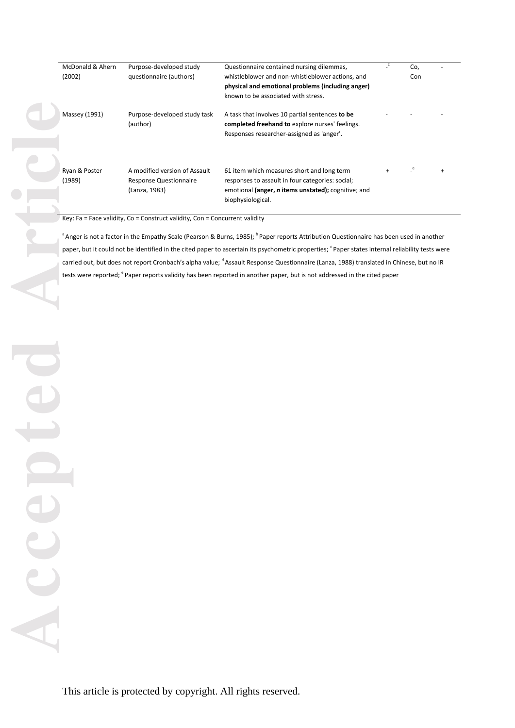| McDonald & Ahern (2002) | Purpose-developed study questionnaire (authors) | Questionnaire contained nursing dilemmas, whistleblower and non-whistleblower actions, and **physical and emotional problems (including anger)** known to be associated with stress. | -[c] | Co, Con | - |
|---|---|---|---|---|---|
| Massey (1991) | Purpose-developed study task (author) | A task that involves 10 partial sentences **to be completed freehand to** explore nurses' feelings. Responses researcher-assigned as 'anger'. | - | - | - |
| Ryan & Poster (1989) | A modified version of Assault Response Questionnaire (Lanza, 1983) | 61 item which measures short and long term responses to assault in four categories: social; emotional **(anger, *n* items unstated);** cognitive; and biophysiological. | + | -[e] | + |

Key: Fa = Face validity, Co = Construct validity, Con = Concurrent validity

[a] Anger is not a factor in the Empathy Scale (Pearson & Burns, 1985); [b] Paper reports Attribution Questionnaire has been used in another paper, but it could not be identified in the cited paper to ascertain its psychometric properties; [c] Paper states internal reliability tests were carried out, but does not report Cronbach's alpha value; [d] Assault Response Questionnaire (Lanza, 1988) translated in Chinese, but no IR tests were reported; [e] Paper reports validity has been reported in another paper, but is not addressed in the cited paper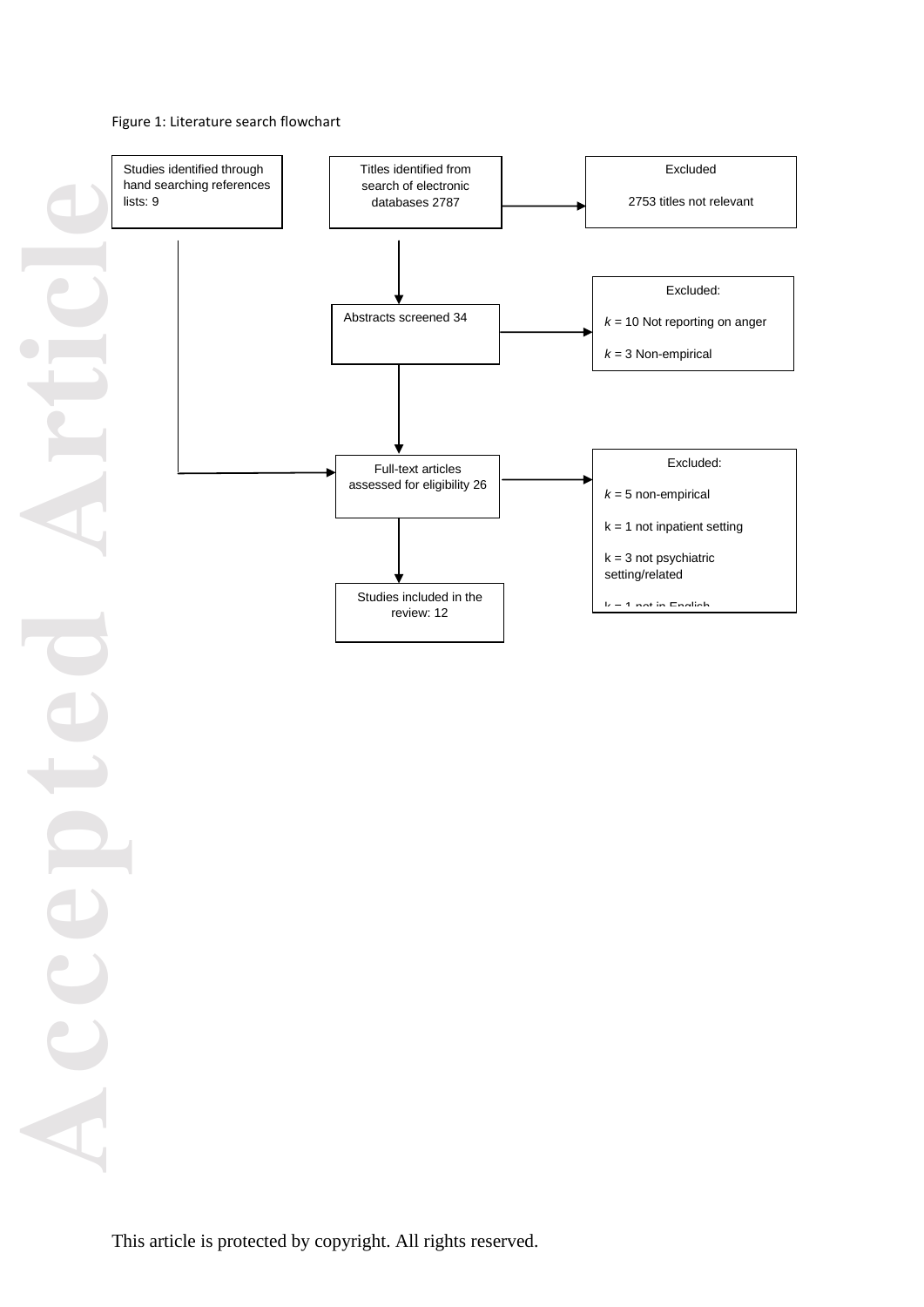Figure 1: Literature search flowchart

Studies identified through hand searching references lists: 9

Titles identified from search of electronic databases 2787

Excluded

2753 titles not relevant

Abstracts screened 34

Excluded:

$k$ = 10 Not reporting on anger

$k$ = 3 Non-empirical

Full-text articles assessed for eligibility 26

Excluded:

$k$ = 5 non-empirical

k = 1 not inpatient setting

k = 3 not psychiatric setting/related

k = 1 not in English

Studies included in the review: 12